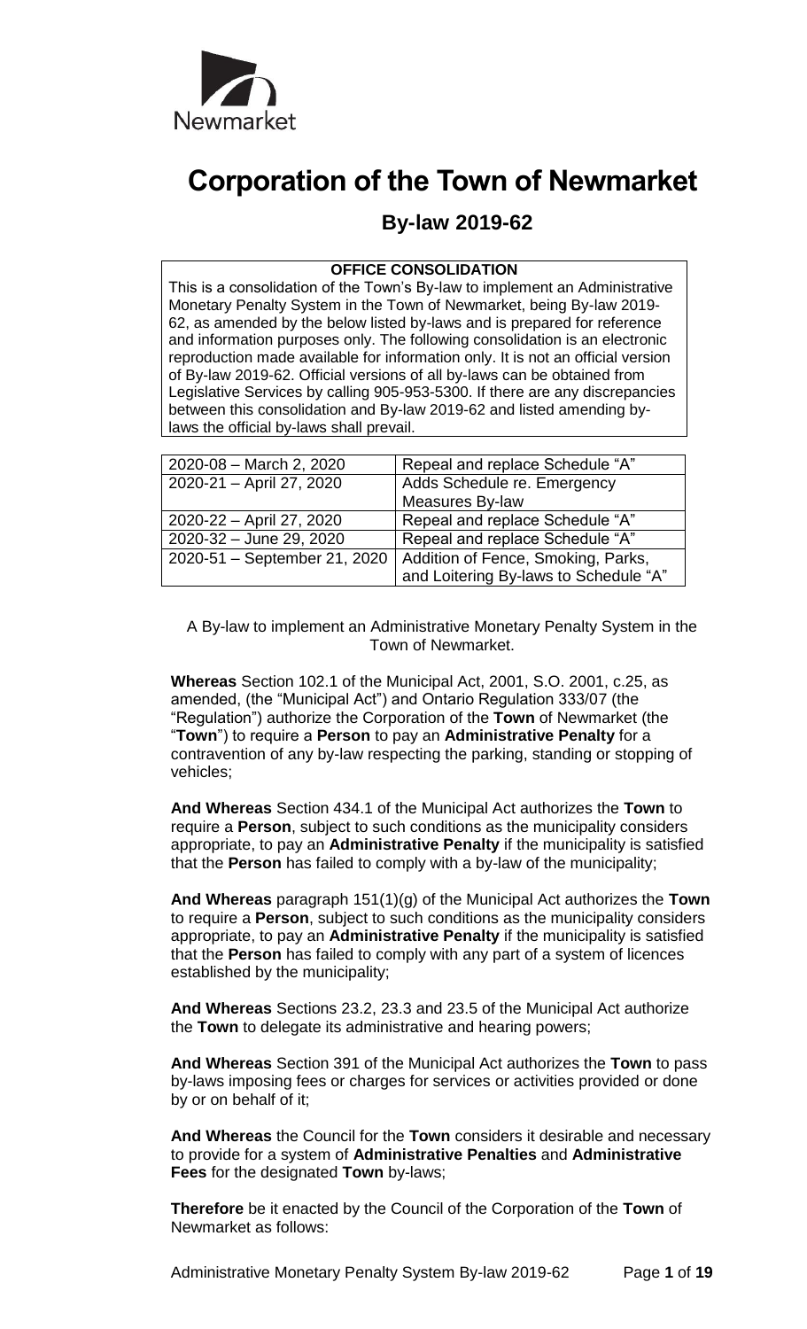Newmarket

# Corporation of the Town of Newmarket

## By-law 2019-62

**OFFICE CONSOLIDATION**

This is a consolidation of the Town's By-law to implement an Administrative Monetary Penalty System in the Town of Newmarket, being By-law 2019-62, as amended by the below listed by-laws and is prepared for reference and information purposes only. The following consolidation is an electronic reproduction made available for information only. It is not an official version of By-law 2019-62. Official versions of all by-laws can be obtained from Legislative Services by calling 905-953-5300. If there are any discrepancies between this consolidation and By-law 2019-62 and listed amending by-laws the official by-laws shall prevail.

| | |
|---|---|
| 2020-08 – March 2, 2020 | Repeal and replace Schedule "A" |
| 2020-21 – April 27, 2020 | Adds Schedule re. Emergency Measures By-law |
| 2020-22 – April 27, 2020 | Repeal and replace Schedule "A" |
| 2020-32 – June 29, 2020 | Repeal and replace Schedule "A" |
| 2020-51 – September 21, 2020 | Addition of Fence, Smoking, Parks, and Loitering By-laws to Schedule "A" |

A By-law to implement an Administrative Monetary Penalty System in the Town of Newmarket.

**Whereas** Section 102.1 of the Municipal Act, 2001, S.O. 2001, c.25, as amended, (the "Municipal Act") and Ontario Regulation 333/07 (the "Regulation") authorize the Corporation of the **Town** of Newmarket (the "**Town**") to require a **Person** to pay an **Administrative Penalty** for a contravention of any by-law respecting the parking, standing or stopping of vehicles;

**And Whereas** Section 434.1 of the Municipal Act authorizes the **Town** to require a **Person**, subject to such conditions as the municipality considers appropriate, to pay an **Administrative Penalty** if the municipality is satisfied that the **Person** has failed to comply with a by-law of the municipality;

**And Whereas** paragraph 151(1)(g) of the Municipal Act authorizes the **Town** to require a **Person**, subject to such conditions as the municipality considers appropriate, to pay an **Administrative Penalty** if the municipality is satisfied that the **Person** has failed to comply with any part of a system of licences established by the municipality;

**And Whereas** Sections 23.2, 23.3 and 23.5 of the Municipal Act authorize the **Town** to delegate its administrative and hearing powers;

**And Whereas** Section 391 of the Municipal Act authorizes the **Town** to pass by-laws imposing fees or charges for services or activities provided or done by or on behalf of it;

**And Whereas** the Council for the **Town** considers it desirable and necessary to provide for a system of **Administrative Penalties** and **Administrative Fees** for the designated **Town** by-laws;

**Therefore** be it enacted by the Council of the Corporation of the **Town** of Newmarket as follows: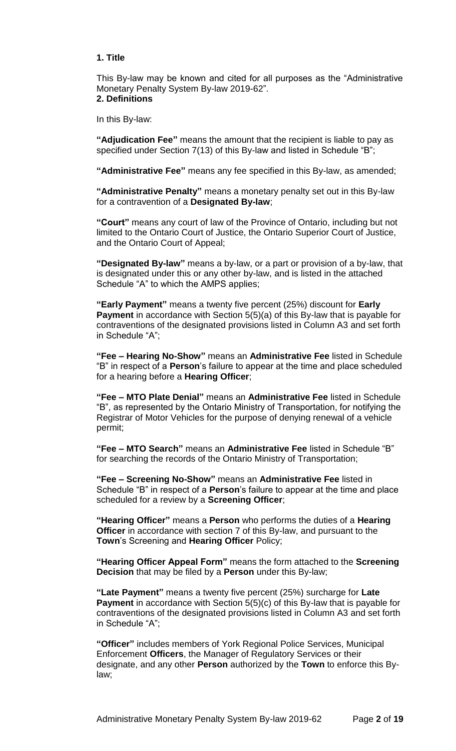**1. Title**

This By-law may be known and cited for all purposes as the "Administrative Monetary Penalty System By-law 2019-62".

**2. Definitions**

In this By-law:

**"Adjudication Fee"** means the amount that the recipient is liable to pay as specified under Section 7(13) of this By-law and listed in Schedule "B";

**"Administrative Fee"** means any fee specified in this By-law, as amended;

**"Administrative Penalty"** means a monetary penalty set out in this By-law for a contravention of a **Designated By-law**;

**"Court"** means any court of law of the Province of Ontario, including but not limited to the Ontario Court of Justice, the Ontario Superior Court of Justice, and the Ontario Court of Appeal;

**"Designated By-law"** means a by-law, or a part or provision of a by-law, that is designated under this or any other by-law, and is listed in the attached Schedule "A" to which the AMPS applies;

**"Early Payment"** means a twenty five percent (25%) discount for **Early Payment** in accordance with Section 5(5)(a) of this By-law that is payable for contraventions of the designated provisions listed in Column A3 and set forth in Schedule "A";

**"Fee – Hearing No-Show"** means an **Administrative Fee** listed in Schedule "B" in respect of a **Person**'s failure to appear at the time and place scheduled for a hearing before a **Hearing Officer**;

**"Fee – MTO Plate Denial"** means an **Administrative Fee** listed in Schedule "B", as represented by the Ontario Ministry of Transportation, for notifying the Registrar of Motor Vehicles for the purpose of denying renewal of a vehicle permit;

**"Fee – MTO Search"** means an **Administrative Fee** listed in Schedule "B" for searching the records of the Ontario Ministry of Transportation;

**"Fee – Screening No-Show"** means an **Administrative Fee** listed in Schedule "B" in respect of a **Person**'s failure to appear at the time and place scheduled for a review by a **Screening Officer**;

**"Hearing Officer"** means a **Person** who performs the duties of a **Hearing Officer** in accordance with section 7 of this By-law, and pursuant to the **Town**'s Screening and **Hearing Officer** Policy;

**"Hearing Officer Appeal Form"** means the form attached to the **Screening Decision** that may be filed by a **Person** under this By-law;

**"Late Payment"** means a twenty five percent (25%) surcharge for **Late Payment** in accordance with Section 5(5)(c) of this By-law that is payable for contraventions of the designated provisions listed in Column A3 and set forth in Schedule "A";

**"Officer"** includes members of York Regional Police Services, Municipal Enforcement **Officers**, the Manager of Regulatory Services or their designate, and any other **Person** authorized by the **Town** to enforce this By-law;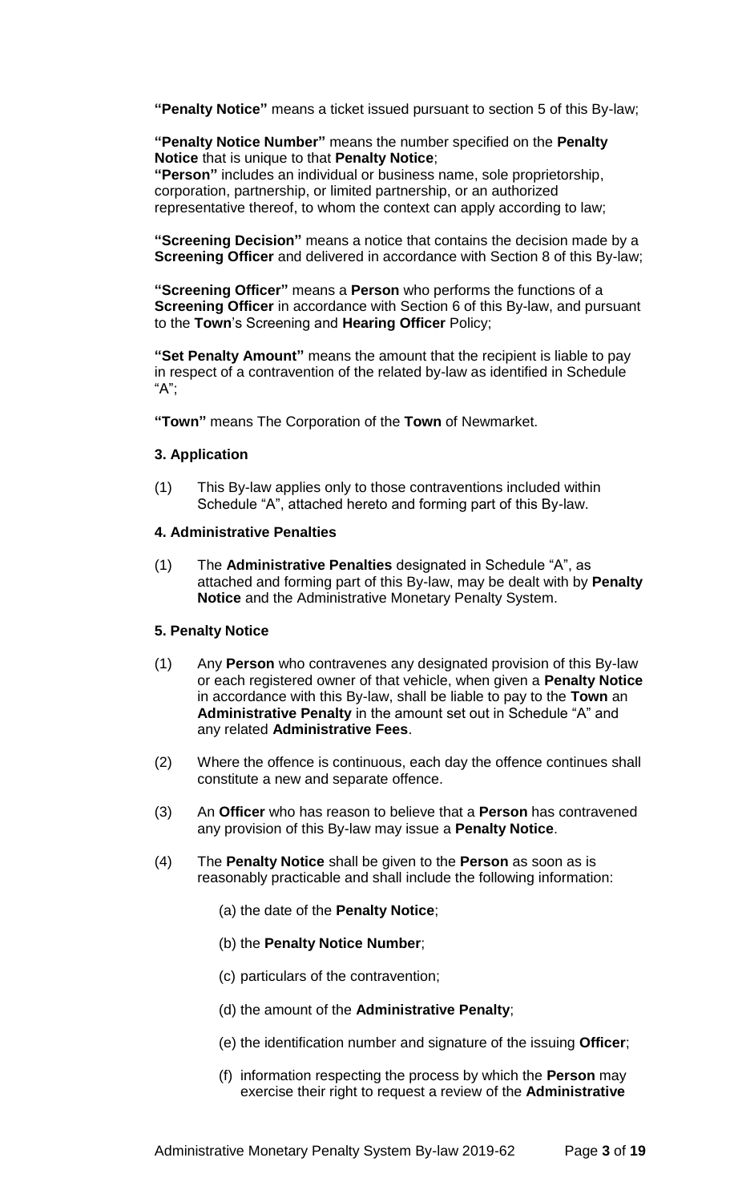**"Penalty Notice"** means a ticket issued pursuant to section 5 of this By-law;

**"Penalty Notice Number"** means the number specified on the **Penalty Notice** that is unique to that **Penalty Notice**;

**"Person"** includes an individual or business name, sole proprietorship, corporation, partnership, or limited partnership, or an authorized representative thereof, to whom the context can apply according to law;

**"Screening Decision"** means a notice that contains the decision made by a **Screening Officer** and delivered in accordance with Section 8 of this By-law;

**"Screening Officer"** means a **Person** who performs the functions of a **Screening Officer** in accordance with Section 6 of this By-law, and pursuant to the **Town**'s Screening and **Hearing Officer** Policy;

**"Set Penalty Amount"** means the amount that the recipient is liable to pay in respect of a contravention of the related by-law as identified in Schedule "A";

**"Town"** means The Corporation of the **Town** of Newmarket.

**3. Application**

(1) This By-law applies only to those contraventions included within Schedule "A", attached hereto and forming part of this By-law.

**4. Administrative Penalties**

(1) The **Administrative Penalties** designated in Schedule "A", as attached and forming part of this By-law, may be dealt with by **Penalty Notice** and the Administrative Monetary Penalty System.

**5. Penalty Notice**

(1) Any **Person** who contravenes any designated provision of this By-law or each registered owner of that vehicle, when given a **Penalty Notice** in accordance with this By-law, shall be liable to pay to the **Town** an **Administrative Penalty** in the amount set out in Schedule "A" and any related **Administrative Fees**.

(2) Where the offence is continuous, each day the offence continues shall constitute a new and separate offence.

(3) An **Officer** who has reason to believe that a **Person** has contravened any provision of this By-law may issue a **Penalty Notice**.

(4) The **Penalty Notice** shall be given to the **Person** as soon as is reasonably practicable and shall include the following information:

(a) the date of the **Penalty Notice**;

(b) the **Penalty Notice Number**;

(c) particulars of the contravention;

(d) the amount of the **Administrative Penalty**;

(e) the identification number and signature of the issuing **Officer**;

(f) information respecting the process by which the **Person** may exercise their right to request a review of the **Administrative**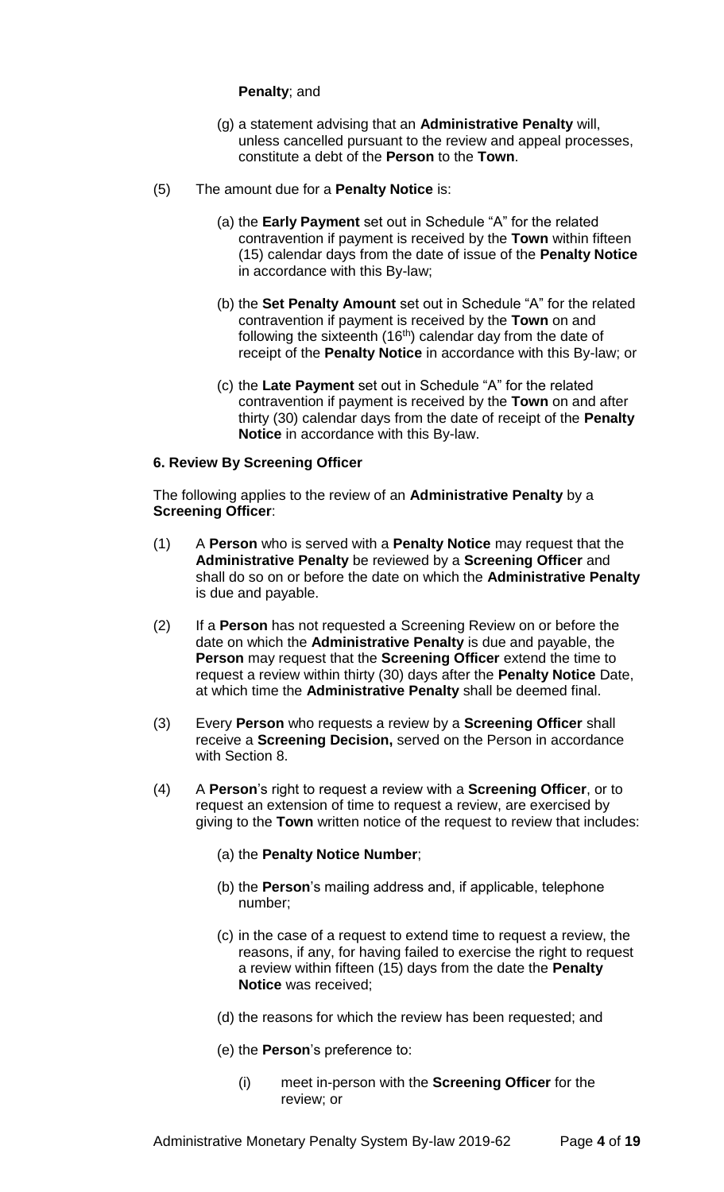**Penalty**; and

(g) a statement advising that an **Administrative Penalty** will, unless cancelled pursuant to the review and appeal processes, constitute a debt of the **Person** to the **Town**.

(5) The amount due for a **Penalty Notice** is:

(a) the **Early Payment** set out in Schedule "A" for the related contravention if payment is received by the **Town** within fifteen (15) calendar days from the date of issue of the **Penalty Notice** in accordance with this By-law;

(b) the **Set Penalty Amount** set out in Schedule "A" for the related contravention if payment is received by the **Town** on and following the sixteenth (16th) calendar day from the date of receipt of the **Penalty Notice** in accordance with this By-law; or

(c) the **Late Payment** set out in Schedule "A" for the related contravention if payment is received by the **Town** on and after thirty (30) calendar days from the date of receipt of the **Penalty Notice** in accordance with this By-law.

**6. Review By Screening Officer**

The following applies to the review of an **Administrative Penalty** by a **Screening Officer**:

(1) A **Person** who is served with a **Penalty Notice** may request that the **Administrative Penalty** be reviewed by a **Screening Officer** and shall do so on or before the date on which the **Administrative Penalty** is due and payable.

(2) If a **Person** has not requested a Screening Review on or before the date on which the **Administrative Penalty** is due and payable, the **Person** may request that the **Screening Officer** extend the time to request a review within thirty (30) days after the **Penalty Notice** Date, at which time the **Administrative Penalty** shall be deemed final.

(3) Every **Person** who requests a review by a **Screening Officer** shall receive a **Screening Decision,** served on the Person in accordance with Section 8.

(4) A **Person**'s right to request a review with a **Screening Officer**, or to request an extension of time to request a review, are exercised by giving to the **Town** written notice of the request to review that includes:

(a) the **Penalty Notice Number**;

(b) the **Person**'s mailing address and, if applicable, telephone number;

(c) in the case of a request to extend time to request a review, the reasons, if any, for having failed to exercise the right to request a review within fifteen (15) days from the date the **Penalty Notice** was received;

(d) the reasons for which the review has been requested; and

(e) the **Person**'s preference to:

(i) meet in-person with the **Screening Officer** for the review; or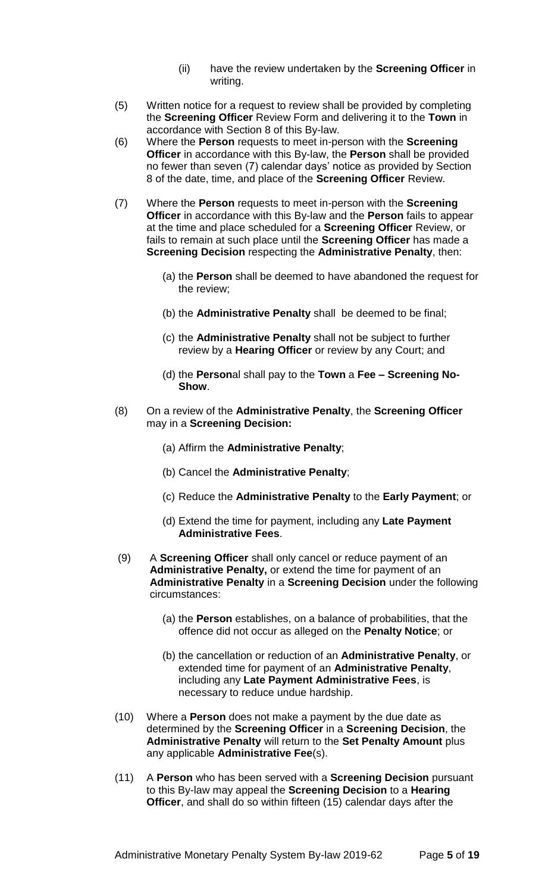(ii) have the review undertaken by the **Screening Officer** in writing.

(5) Written notice for a request to review shall be provided by completing the **Screening Officer** Review Form and delivering it to the **Town** in accordance with Section 8 of this By-law.

(6) Where the **Person** requests to meet in-person with the **Screening Officer** in accordance with this By-law, the **Person** shall be provided no fewer than seven (7) calendar days' notice as provided by Section 8 of the date, time, and place of the **Screening Officer** Review.

(7) Where the **Person** requests to meet in-person with the **Screening Officer** in accordance with this By-law and the **Person** fails to appear at the time and place scheduled for a **Screening Officer** Review, or fails to remain at such place until the **Screening Officer** has made a **Screening Decision** respecting the **Administrative Penalty**, then:

(a) the **Person** shall be deemed to have abandoned the request for the review;

(b) the **Administrative Penalty** shall be deemed to be final;

(c) the **Administrative Penalty** shall not be subject to further review by a **Hearing Officer** or review by any Court; and

(d) the **Person**al shall pay to the **Town** a **Fee – Screening No-Show**.

(8) On a review of the **Administrative Penalty**, the **Screening Officer** may in a **Screening Decision:**

(a) Affirm the **Administrative Penalty**;

(b) Cancel the **Administrative Penalty**;

(c) Reduce the **Administrative Penalty** to the **Early Payment**; or

(d) Extend the time for payment, including any **Late Payment Administrative Fees**.

(9) A **Screening Officer** shall only cancel or reduce payment of an **Administrative Penalty,** or extend the time for payment of an **Administrative Penalty** in a **Screening Decision** under the following circumstances:

(a) the **Person** establishes, on a balance of probabilities, that the offence did not occur as alleged on the **Penalty Notice**; or

(b) the cancellation or reduction of an **Administrative Penalty**, or extended time for payment of an **Administrative Penalty**, including any **Late Payment Administrative Fees**, is necessary to reduce undue hardship.

(10) Where a **Person** does not make a payment by the due date as determined by the **Screening Officer** in a **Screening Decision**, the **Administrative Penalty** will return to the **Set Penalty Amount** plus any applicable **Administrative Fee**(s).

(11) A **Person** who has been served with a **Screening Decision** pursuant to this By-law may appeal the **Screening Decision** to a **Hearing Officer**, and shall do so within fifteen (15) calendar days after the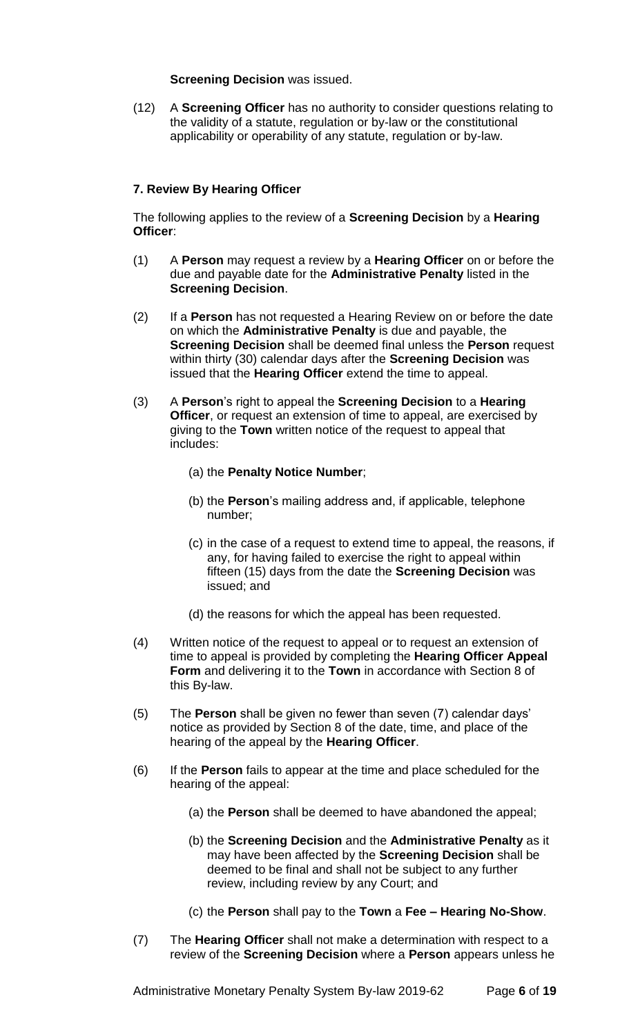**Screening Decision** was issued.

(12) A **Screening Officer** has no authority to consider questions relating to the validity of a statute, regulation or by-law or the constitutional applicability or operability of any statute, regulation or by-law.

### 7. Review By Hearing Officer

The following applies to the review of a **Screening Decision** by a **Hearing Officer**:

(1) A **Person** may request a review by a **Hearing Officer** on or before the due and payable date for the **Administrative Penalty** listed in the **Screening Decision**.

(2) If a **Person** has not requested a Hearing Review on or before the date on which the **Administrative Penalty** is due and payable, the **Screening Decision** shall be deemed final unless the **Person** request within thirty (30) calendar days after the **Screening Decision** was issued that the **Hearing Officer** extend the time to appeal.

(3) A **Person**'s right to appeal the **Screening Decision** to a **Hearing Officer**, or request an extension of time to appeal, are exercised by giving to the **Town** written notice of the request to appeal that includes:

(a) the **Penalty Notice Number**;

(b) the **Person**'s mailing address and, if applicable, telephone number;

(c) in the case of a request to extend time to appeal, the reasons, if any, for having failed to exercise the right to appeal within fifteen (15) days from the date the **Screening Decision** was issued; and

(d) the reasons for which the appeal has been requested.

(4) Written notice of the request to appeal or to request an extension of time to appeal is provided by completing the **Hearing Officer Appeal Form** and delivering it to the **Town** in accordance with Section 8 of this By-law.

(5) The **Person** shall be given no fewer than seven (7) calendar days' notice as provided by Section 8 of the date, time, and place of the hearing of the appeal by the **Hearing Officer**.

(6) If the **Person** fails to appear at the time and place scheduled for the hearing of the appeal:

(a) the **Person** shall be deemed to have abandoned the appeal;

(b) the **Screening Decision** and the **Administrative Penalty** as it may have been affected by the **Screening Decision** shall be deemed to be final and shall not be subject to any further review, including review by any Court; and

(c) the **Person** shall pay to the **Town** a **Fee – Hearing No-Show**.

(7) The **Hearing Officer** shall not make a determination with respect to a review of the **Screening Decision** where a **Person** appears unless he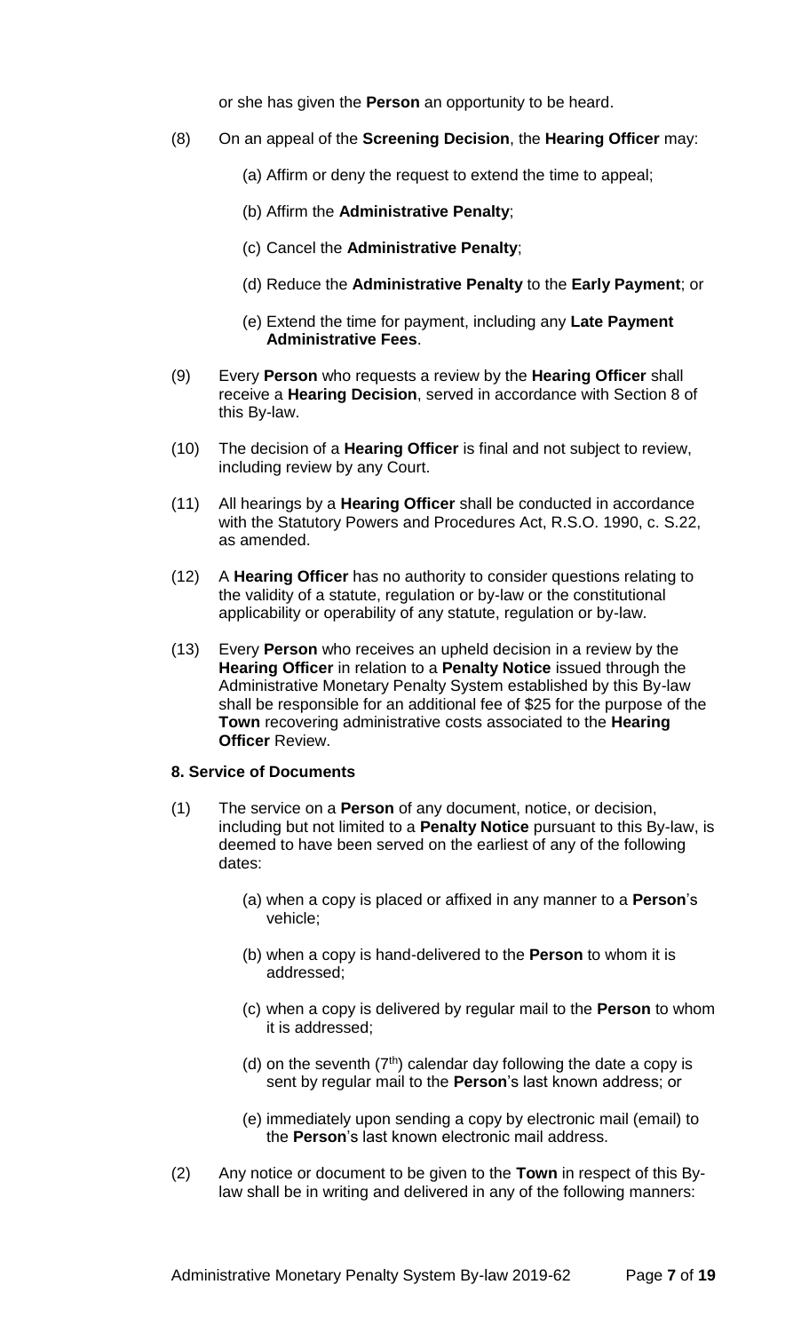or she has given the **Person** an opportunity to be heard.

(8) On an appeal of the **Screening Decision**, the **Hearing Officer** may:

(a) Affirm or deny the request to extend the time to appeal;

(b) Affirm the **Administrative Penalty**;

(c) Cancel the **Administrative Penalty**;

(d) Reduce the **Administrative Penalty** to the **Early Payment**; or

(e) Extend the time for payment, including any **Late Payment Administrative Fees**.

(9) Every **Person** who requests a review by the **Hearing Officer** shall receive a **Hearing Decision**, served in accordance with Section 8 of this By-law.

(10) The decision of a **Hearing Officer** is final and not subject to review, including review by any Court.

(11) All hearings by a **Hearing Officer** shall be conducted in accordance with the Statutory Powers and Procedures Act, R.S.O. 1990, c. S.22, as amended.

(12) A **Hearing Officer** has no authority to consider questions relating to the validity of a statute, regulation or by-law or the constitutional applicability or operability of any statute, regulation or by-law.

(13) Every **Person** who receives an upheld decision in a review by the **Hearing Officer** in relation to a **Penalty Notice** issued through the Administrative Monetary Penalty System established by this By-law shall be responsible for an additional fee of $25 for the purpose of the **Town** recovering administrative costs associated to the **Hearing Officer** Review.

**8. Service of Documents**

(1) The service on a **Person** of any document, notice, or decision, including but not limited to a **Penalty Notice** pursuant to this By-law, is deemed to have been served on the earliest of any of the following dates:

(a) when a copy is placed or affixed in any manner to a **Person**'s vehicle;

(b) when a copy is hand-delivered to the **Person** to whom it is addressed;

(c) when a copy is delivered by regular mail to the **Person** to whom it is addressed;

(d) on the seventh (7th) calendar day following the date a copy is sent by regular mail to the **Person**'s last known address; or

(e) immediately upon sending a copy by electronic mail (email) to the **Person**'s last known electronic mail address.

(2) Any notice or document to be given to the **Town** in respect of this By-law shall be in writing and delivered in any of the following manners: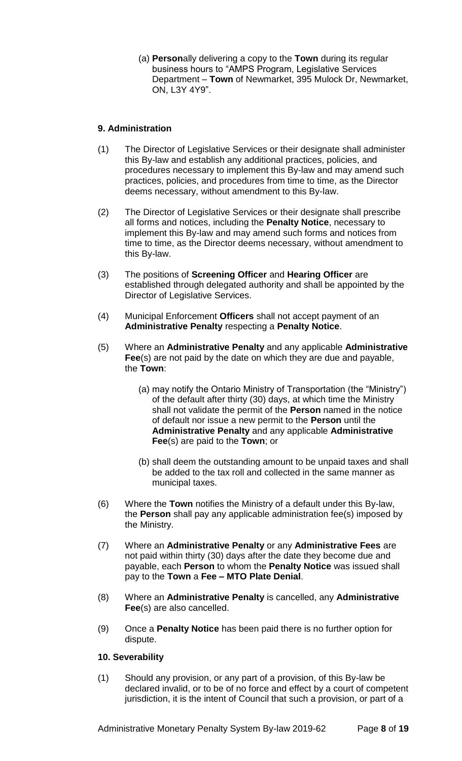(a) **Person**ally delivering a copy to the **Town** during its regular business hours to "AMPS Program, Legislative Services Department – **Town** of Newmarket, 395 Mulock Dr, Newmarket, ON, L3Y 4Y9".

**9. Administration**

(1) The Director of Legislative Services or their designate shall administer this By-law and establish any additional practices, policies, and procedures necessary to implement this By-law and may amend such practices, policies, and procedures from time to time, as the Director deems necessary, without amendment to this By-law.

(2) The Director of Legislative Services or their designate shall prescribe all forms and notices, including the **Penalty Notice**, necessary to implement this By-law and may amend such forms and notices from time to time, as the Director deems necessary, without amendment to this By-law.

(3) The positions of **Screening Officer** and **Hearing Officer** are established through delegated authority and shall be appointed by the Director of Legislative Services.

(4) Municipal Enforcement **Officers** shall not accept payment of an **Administrative Penalty** respecting a **Penalty Notice**.

(5) Where an **Administrative Penalty** and any applicable **Administrative Fee**(s) are not paid by the date on which they are due and payable, the **Town**:

(a) may notify the Ontario Ministry of Transportation (the "Ministry") of the default after thirty (30) days, at which time the Ministry shall not validate the permit of the **Person** named in the notice of default nor issue a new permit to the **Person** until the **Administrative Penalty** and any applicable **Administrative Fee**(s) are paid to the **Town**; or

(b) shall deem the outstanding amount to be unpaid taxes and shall be added to the tax roll and collected in the same manner as municipal taxes.

(6) Where the **Town** notifies the Ministry of a default under this By-law, the **Person** shall pay any applicable administration fee(s) imposed by the Ministry.

(7) Where an **Administrative Penalty** or any **Administrative Fees** are not paid within thirty (30) days after the date they become due and payable, each **Person** to whom the **Penalty Notice** was issued shall pay to the **Town** a **Fee – MTO Plate Denial**.

(8) Where an **Administrative Penalty** is cancelled, any **Administrative Fee**(s) are also cancelled.

(9) Once a **Penalty Notice** has been paid there is no further option for dispute.

**10. Severability**

(1) Should any provision, or any part of a provision, of this By-law be declared invalid, or to be of no force and effect by a court of competent jurisdiction, it is the intent of Council that such a provision, or part of a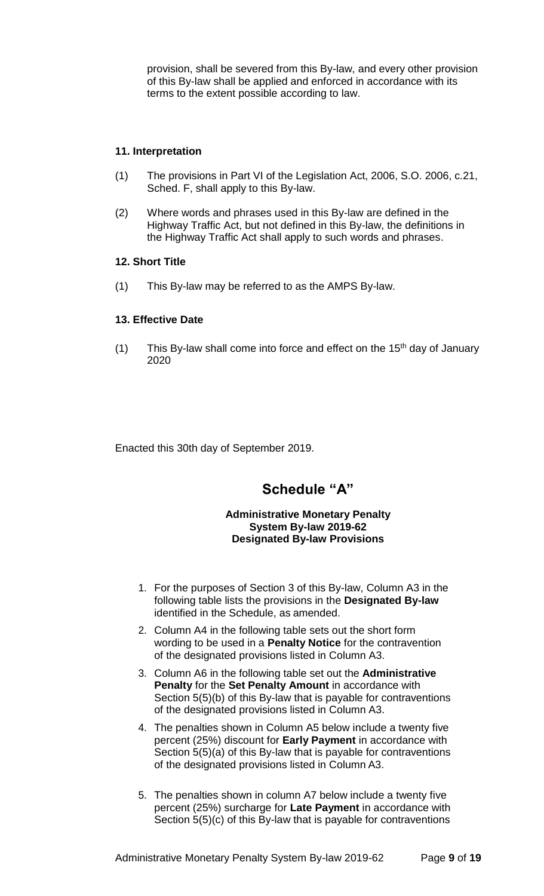provision, shall be severed from this By-law, and every other provision of this By-law shall be applied and enforced in accordance with its terms to the extent possible according to law.

#### 11. Interpretation

(1) The provisions in Part VI of the Legislation Act, 2006, S.O. 2006, c.21, Sched. F, shall apply to this By-law.

(2) Where words and phrases used in this By-law are defined in the Highway Traffic Act, but not defined in this By-law, the definitions in the Highway Traffic Act shall apply to such words and phrases.

#### 12. Short Title

(1) This By-law may be referred to as the AMPS By-law.

#### 13. Effective Date

(1) This By-law shall come into force and effect on the 15th day of January 2020

Enacted this 30th day of September 2019.

## Schedule "A"

**Administrative Monetary Penalty System By-law 2019-62 Designated By-law Provisions**

1. For the purposes of Section 3 of this By-law, Column A3 in the following table lists the provisions in the **Designated By-law** identified in the Schedule, as amended.
2. Column A4 in the following table sets out the short form wording to be used in a **Penalty Notice** for the contravention of the designated provisions listed in Column A3.
3. Column A6 in the following table set out the **Administrative Penalty** for the **Set Penalty Amount** in accordance with Section 5(5)(b) of this By-law that is payable for contraventions of the designated provisions listed in Column A3.
4. The penalties shown in Column A5 below include a twenty five percent (25%) discount for **Early Payment** in accordance with Section 5(5)(a) of this By-law that is payable for contraventions of the designated provisions listed in Column A3.
5. The penalties shown in column A7 below include a twenty five percent (25%) surcharge for **Late Payment** in accordance with Section 5(5)(c) of this By-law that is payable for contraventions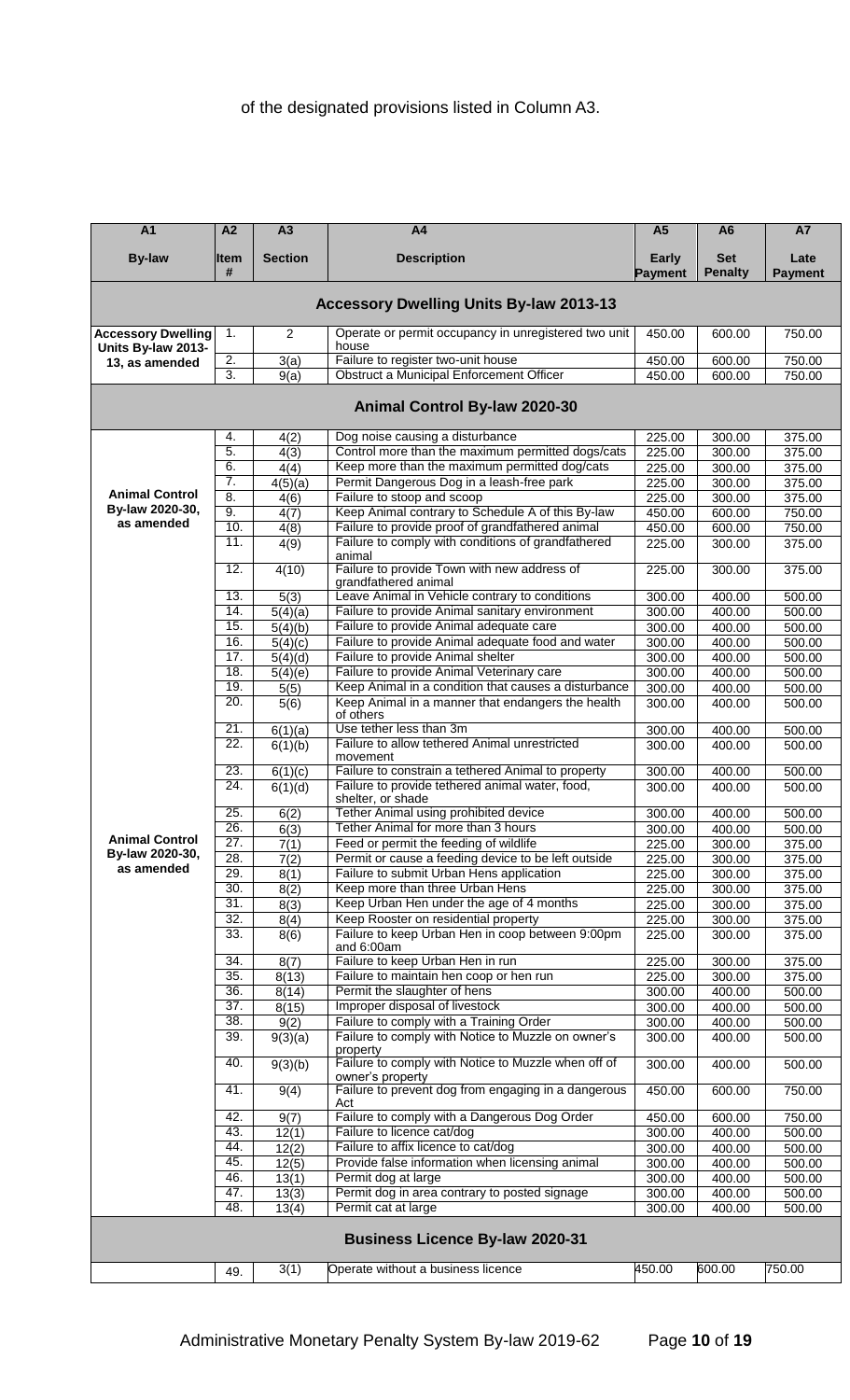of the designated provisions listed in Column A3.

| A1<br>By-law | A2<br>Item # | A3<br>Section | A4<br>Description | A5<br>Early Payment | A6<br>Set Penalty | A7<br>Late Payment |
|---|---|---|---|---|---|---|
| **Accessory Dwelling Units By-law 2013-13** | | | | | | |
| Accessory Dwelling Units By-law 2013-13, as amended | 1. | 2 | Operate or permit occupancy in unregistered two unit house | 450.00 | 600.00 | 750.00 |
| | 2. | 3(a) | Failure to register two-unit house | 450.00 | 600.00 | 750.00 |
| | 3. | 9(a) | Obstruct a Municipal Enforcement Officer | 450.00 | 600.00 | 750.00 |
| **Animal Control By-law 2020-30** | | | | | | |
| Animal Control By-law 2020-30, as amended | 4. | 4(2) | Dog noise causing a disturbance | 225.00 | 300.00 | 375.00 |
| | 5. | 4(3) | Control more than the maximum permitted dogs/cats | 225.00 | 300.00 | 375.00 |
| | 6. | 4(4) | Keep more than the maximum permitted dog/cats | 225.00 | 300.00 | 375.00 |
| | 7. | 4(5)(a) | Permit Dangerous Dog in a leash-free park | 225.00 | 300.00 | 375.00 |
| | 8. | 4(6) | Failure to stoop and scoop | 225.00 | 300.00 | 375.00 |
| | 9. | 4(7) | Keep Animal contrary to Schedule A of this By-law | 450.00 | 600.00 | 750.00 |
| | 10. | 4(8) | Failure to provide proof of grandfathered animal | 450.00 | 600.00 | 750.00 |
| | 11. | 4(9) | Failure to comply with conditions of grandfathered animal | 225.00 | 300.00 | 375.00 |
| | 12. | 4(10) | Failure to provide Town with new address of grandfathered animal | 225.00 | 300.00 | 375.00 |
| | 13. | 5(3) | Leave Animal in Vehicle contrary to conditions | 300.00 | 400.00 | 500.00 |
| | 14. | 5(4)(a) | Failure to provide Animal sanitary environment | 300.00 | 400.00 | 500.00 |
| | 15. | 5(4)(b) | Failure to provide Animal adequate care | 300.00 | 400.00 | 500.00 |
| | 16. | 5(4)(c) | Failure to provide Animal adequate food and water | 300.00 | 400.00 | 500.00 |
| | 17. | 5(4)(d) | Failure to provide Animal shelter | 300.00 | 400.00 | 500.00 |
| | 18. | 5(4)(e) | Failure to provide Animal Veterinary care | 300.00 | 400.00 | 500.00 |
| | 19. | 5(5) | Keep Animal in a condition that causes a disturbance | 300.00 | 400.00 | 500.00 |
| | 20. | 5(6) | Keep Animal in a manner that endangers the health of others | 300.00 | 400.00 | 500.00 |
| | 21. | 6(1)(a) | Use tether less than 3m | 300.00 | 400.00 | 500.00 |
| | 22. | 6(1)(b) | Failure to allow tethered Animal unrestricted movement | 300.00 | 400.00 | 500.00 |
| | 23. | 6(1)(c) | Failure to constrain a tethered Animal to property | 300.00 | 400.00 | 500.00 |
| | 24. | 6(1)(d) | Failure to provide tethered animal water, food, shelter, or shade | 300.00 | 400.00 | 500.00 |
| | 25. | 6(2) | Tether Animal using prohibited device | 300.00 | 400.00 | 500.00 |
| | 26. | 6(3) | Tether Animal for more than 3 hours | 300.00 | 400.00 | 500.00 |
| Animal Control By-law 2020-30, as amended | 27. | 7(1) | Feed or permit the feeding of wildlife | 225.00 | 300.00 | 375.00 |
| | 28. | 7(2) | Permit or cause a feeding device to be left outside | 225.00 | 300.00 | 375.00 |
| | 29. | 8(1) | Failure to submit Urban Hens application | 225.00 | 300.00 | 375.00 |
| | 30. | 8(2) | Keep more than three Urban Hens | 225.00 | 300.00 | 375.00 |
| | 31. | 8(3) | Keep Urban Hen under the age of 4 months | 225.00 | 300.00 | 375.00 |
| | 32. | 8(4) | Keep Rooster on residential property | 225.00 | 300.00 | 375.00 |
| | 33. | 8(6) | Failure to keep Urban Hen in coop between 9:00pm and 6:00am | 225.00 | 300.00 | 375.00 |
| | 34. | 8(7) | Failure to keep Urban Hen in run | 225.00 | 300.00 | 375.00 |
| | 35. | 8(13) | Failure to maintain hen coop or hen run | 225.00 | 300.00 | 375.00 |
| | 36. | 8(14) | Permit the slaughter of hens | 300.00 | 400.00 | 500.00 |
| | 37. | 8(15) | Improper disposal of livestock | 300.00 | 400.00 | 500.00 |
| | 38. | 9(2) | Failure to comply with a Training Order | 300.00 | 400.00 | 500.00 |
| | 39. | 9(3)(a) | Failure to comply with Notice to Muzzle on owner's property | 300.00 | 400.00 | 500.00 |
| | 40. | 9(3)(b) | Failure to comply with Notice to Muzzle when off of owner's property | 300.00 | 400.00 | 500.00 |
| | 41. | 9(4) | Failure to prevent dog from engaging in a dangerous Act | 450.00 | 600.00 | 750.00 |
| | 42. | 9(7) | Failure to comply with a Dangerous Dog Order | 450.00 | 600.00 | 750.00 |
| | 43. | 12(1) | Failure to licence cat/dog | 300.00 | 400.00 | 500.00 |
| | 44. | 12(2) | Failure to affix licence to cat/dog | 300.00 | 400.00 | 500.00 |
| | 45. | 12(5) | Provide false information when licensing animal | 300.00 | 400.00 | 500.00 |
| | 46. | 13(1) | Permit dog at large | 300.00 | 400.00 | 500.00 |
| | 47. | 13(3) | Permit dog in area contrary to posted signage | 300.00 | 400.00 | 500.00 |
| | 48. | 13(4) | Permit cat at large | 300.00 | 400.00 | 500.00 |
| **Business Licence By-law 2020-31** | | | | | | |
| | 49. | 3(1) | Operate without a business licence | 450.00 | 600.00 | 750.00 |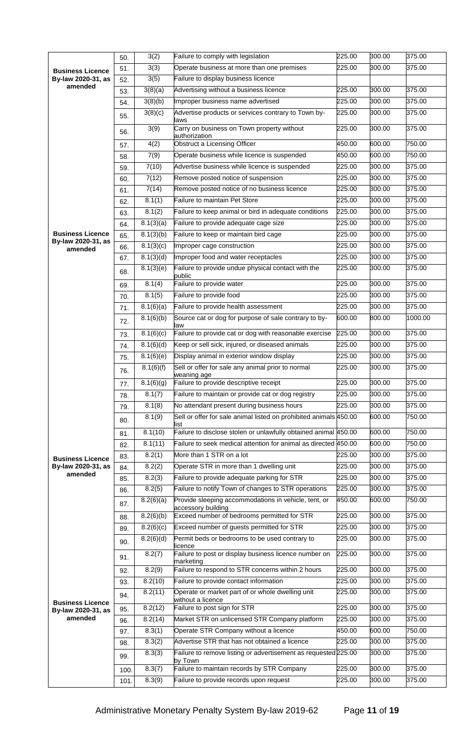| | | | | | | |
|---|---|---|---|---|---|---|
| Business Licence By-law 2020-31, as amended | 50. | 3(2) | Failure to comply with legislation | 225.00 | 300.00 | 375.00 |
| | 51. | 3(3) | Operate business at more than one premises | 225.00 | 300.00 | 375.00 |
| | 52. | 3(5) | Failure to display business licence | | | |
| | 53. | 3(8)(a) | Advertising without a business licence | 225.00 | 300.00 | 375.00 |
| | 54. | 3(8)(b) | Improper business name advertised | 225.00 | 300.00 | 375.00 |
| | 55. | 3(8)(c) | Advertise products or services contrary to Town by-laws | 225.00 | 300.00 | 375.00 |
| | 56. | 3(9) | Carry on business on Town property without authorization | 225.00 | 300.00 | 375.00 |
| | 57. | 4(2) | Obstruct a Licensing Officer | 450.00 | 600.00 | 750.00 |
| | 58. | 7(9) | Operate business while licence is suspended | 450.00 | 600.00 | 750.00 |
| | 59. | 7(10) | Advertise business while licence is suspended | 225.00 | 300.00 | 375.00 |
| | 60. | 7(12) | Remove posted notice of suspension | 225.00 | 300.00 | 375.00 |
| | 61. | 7(14) | Remove posted notice of no business licence | 225.00 | 300.00 | 375.00 |
| | 62. | 8.1(1) | Failure to maintain Pet Store | 225.00 | 300.00 | 375.00 |
| | 63. | 8.1(2) | Failure to keep animal or bird in adequate conditions | 225.00 | 300.00 | 375.00 |
| | 64. | 8.1(3)(a) | Failure to provide adequate cage size | 225.00 | 300.00 | 375.00 |
| Business Licence By-law 2020-31, as amended | 65. | 8.1(3)(b) | Failure to keep or maintain bird cage | 225.00 | 300.00 | 375.00 |
| | 66. | 8.1(3)(c) | Improper cage construction | 225.00 | 300.00 | 375.00 |
| | 67. | 8.1(3)(d) | Improper food and water receptacles | 225.00 | 300.00 | 375.00 |
| | 68. | 8.1(3)(e) | Failure to provide undue physical contact with the public | 225.00 | 300.00 | 375.00 |
| | 69. | 8.1(4) | Failure to provide water | 225.00 | 300.00 | 375.00 |
| | 70. | 8.1(5) | Failure to provide food | 225.00 | 300.00 | 375.00 |
| | 71. | 8.1(6)(a) | Failure to provide health assessment | 225.00 | 300.00 | 375.00 |
| | 72. | 8.1(6)(b) | Source cat or dog for purpose of sale contrary to by-law | 600.00 | 800.00 | 1000.00 |
| | 73. | 8.1(6)(c) | Failure to provide cat or dog with reasonable exercise | 225.00 | 300.00 | 375.00 |
| | 74. | 8.1(6)(d) | Keep or sell sick, injured, or diseased animals | 225.00 | 300.00 | 375.00 |
| | 75. | 8.1(6)(e) | Display animal in exterior window display | 225.00 | 300.00 | 375.00 |
| | 76. | 8.1(6)(f) | Sell or offer for sale any animal prior to normal weaning age | 225.00 | 300.00 | 375.00 |
| | 77. | 8.1(6)(g) | Failure to provide descriptive receipt | 225.00 | 300.00 | 375.00 |
| | 78. | 8.1(7) | Failure to maintain or provide cat or dog registry | 225.00 | 300.00 | 375.00 |
| | 79. | 8.1(8) | No attendant present during business hours | 225.00 | 300.00 | 375.00 |
| | 80. | 8.1(9) | Sell or offer for sale animal listed on prohibited animals list | 450.00 | 600.00 | 750.00 |
| | 81. | 8.1(10) | Failure to disclose stolen or unlawfully obtained animal | 450.00 | 600.00 | 750.00 |
| | 82. | 8.1(11) | Failure to seek medical attention for animal as directed | 450.00 | 600.00 | 750.00 |
| Business Licence By-law 2020-31, as amended | 83. | 8.2(1) | More than 1 STR on a lot | 225.00 | 300.00 | 375.00 |
| | 84. | 8.2(2) | Operate STR in more than 1 dwelling unit | 225.00 | 300.00 | 375.00 |
| | 85. | 8.2(3) | Failure to provide adequate parking for STR | 225.00 | 300.00 | 375.00 |
| | 86. | 8.2(5) | Failure to notify Town of changes to STR operations | 225.00 | 300.00 | 375.00 |
| | 87. | 8.2(6)(a) | Provide sleeping accommodations in vehicle, tent, or accessory building | 450.00 | 600.00 | 750.00 |
| | 88. | 8.2(6)(b) | Exceed number of bedrooms permitted for STR | 225.00 | 300.00 | 375.00 |
| | 89. | 8.2(6)(c) | Exceed number of guests permitted for STR | 225.00 | 300.00 | 375.00 |
| | 90. | 8.2(6)(d) | Permit beds or bedrooms to be used contrary to licence | 225.00 | 300.00 | 375.00 |
| | 91. | 8.2(7) | Failure to post or display business licence number on marketing | 225.00 | 300.00 | 375.00 |
| | 92. | 8.2(9) | Failure to respond to STR concerns within 2 hours | 225.00 | 300.00 | 375.00 |
| | 93. | 8.2(10) | Failure to provide contact information | 225.00 | 300.00 | 375.00 |
| Business Licence By-law 2020-31, as amended | 94. | 8.2(11) | Operate or market part of or whole dwelling unit without a licence | 225.00 | 300.00 | 375.00 |
| | 95. | 8.2(12) | Failure to post sign for STR | 225.00 | 300.00 | 375.00 |
| | 96. | 8.2(14) | Market STR on unlicensed STR Company platform | 225.00 | 300.00 | 375.00 |
| | 97. | 8.3(1) | Operate STR Company without a licence | 450.00 | 600.00 | 750.00 |
| | 98. | 8.3(2) | Advertise STR that has not obtained a licence | 225.00 | 300.00 | 375.00 |
| | 99. | 8.3(3) | Failure to remove listing or advertisement as requested by Town | 225.00 | 300.00 | 375.00 |
| | 100. | 8.3(7) | Failure to maintain records by STR Company | 225.00 | 300.00 | 375.00 |
| | 101. | 8.3(9) | Failure to provide records upon request | 225.00 | 300.00 | 375.00 |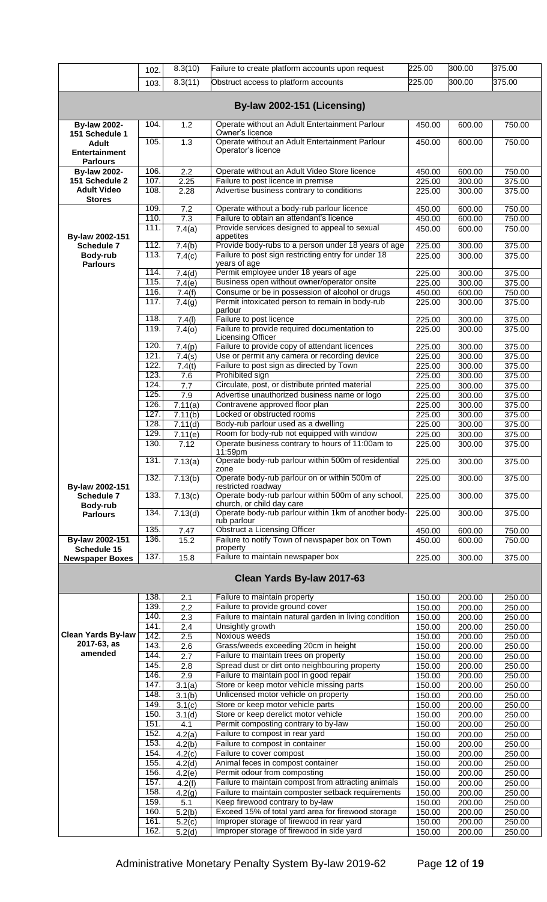| | | | | | | |
|---|---|---|---|---|---|---|
| | 102. | 8.3(10) | Failure to create platform accounts upon request | 225.00 | 300.00 | 375.00 |
| | 103. | 8.3(11) | Obstruct access to platform accounts | 225.00 | 300.00 | 375.00 |
| **By-law 2002-151 (Licensing)** | | | | | | |
| **By-law 2002-151 Schedule 1 Adult Entertainment Parlours** | 104. | 1.2 | Operate without an Adult Entertainment Parlour Owner's licence | 450.00 | 600.00 | 750.00 |
| | 105. | 1.3 | Operate without an Adult Entertainment Parlour Operator's licence | 450.00 | 600.00 | 750.00 |
| **By-law 2002-151 Schedule 2 Adult Video Stores** | 106. | 2.2 | Operate without an Adult Video Store licence | 450.00 | 600.00 | 750.00 |
| | 107. | 2.25 | Failure to post licence in premise | 225.00 | 300.00 | 375.00 |
| | 108. | 2.28 | Advertise business contrary to conditions | 225.00 | 300.00 | 375.00 |
| **By-law 2002-151 Schedule 7 Body-rub Parlours** | 109. | 7.2 | Operate without a body-rub parlour licence | 450.00 | 600.00 | 750.00 |
| | 110. | 7.3 | Failure to obtain an attendant's licence | 450.00 | 600.00 | 750.00 |
| | 111. | 7.4(a) | Provide services designed to appeal to sexual appetites | 450.00 | 600.00 | 750.00 |
| | 112. | 7.4(b) | Provide body-rubs to a person under 18 years of age | 225.00 | 300.00 | 375.00 |
| | 113. | 7.4(c) | Failure to post sign restricting entry for under 18 years of age | 225.00 | 300.00 | 375.00 |
| | 114. | 7.4(d) | Permit employee under 18 years of age | 225.00 | 300.00 | 375.00 |
| | 115. | 7.4(e) | Business open without owner/operator onsite | 225.00 | 300.00 | 375.00 |
| | 116. | 7.4(f) | Consume or be in possession of alcohol or drugs | 450.00 | 600.00 | 750.00 |
| | 117. | 7.4(g) | Permit intoxicated person to remain in body-rub parlour | 225.00 | 300.00 | 375.00 |
| | 118. | 7.4(l) | Failure to post licence | 225.00 | 300.00 | 375.00 |
| | 119. | 7.4(o) | Failure to provide required documentation to Licensing Officer | 225.00 | 300.00 | 375.00 |
| | 120. | 7.4(p) | Failure to provide copy of attendant licences | 225.00 | 300.00 | 375.00 |
| | 121. | 7.4(s) | Use or permit any camera or recording device | 225.00 | 300.00 | 375.00 |
| | 122. | 7.4(t) | Failure to post sign as directed by Town | 225.00 | 300.00 | 375.00 |
| | 123. | 7.6 | Prohibited sign | 225.00 | 300.00 | 375.00 |
| | 124. | 7.7 | Circulate, post, or distribute printed material | 225.00 | 300.00 | 375.00 |
| | 125. | 7.9 | Advertise unauthorized business name or logo | 225.00 | 300.00 | 375.00 |
| | 126. | 7.11(a) | Contravene approved floor plan | 225.00 | 300.00 | 375.00 |
| | 127. | 7.11(b) | Locked or obstructed rooms | 225.00 | 300.00 | 375.00 |
| | 128. | 7.11(d) | Body-rub parlour used as a dwelling | 225.00 | 300.00 | 375.00 |
| | 129. | 7.11(e) | Room for body-rub not equipped with window | 225.00 | 300.00 | 375.00 |
| | 130. | 7.12 | Operate business contrary to hours of 11:00am to 11:59pm | 225.00 | 300.00 | 375.00 |
| | 131. | 7.13(a) | Operate body-rub parlour within 500m of residential zone | 225.00 | 300.00 | 375.00 |
| **By-law 2002-151 Schedule 7 Body-rub Parlours** | 132. | 7.13(b) | Operate body-rub parlour on or within 500m of restricted roadway | 225.00 | 300.00 | 375.00 |
| | 133. | 7.13(c) | Operate body-rub parlour within 500m of any school, church, or child day care | 225.00 | 300.00 | 375.00 |
| | 134. | 7.13(d) | Operate body-rub parlour within 1km of another body-rub parlour | 225.00 | 300.00 | 375.00 |
| | 135. | 7.47 | Obstruct a Licensing Officer | 450.00 | 600.00 | 750.00 |
| **By-law 2002-151 Schedule 15 Newspaper Boxes** | 136. | 15.2 | Failure to notify Town of newspaper box on Town property | 450.00 | 600.00 | 750.00 |
| | 137. | 15.8 | Failure to maintain newspaper box | 225.00 | 300.00 | 375.00 |
| **Clean Yards By-law 2017-63** | | | | | | |
| **Clean Yards By-law 2017-63, as amended** | 138. | 2.1 | Failure to maintain property | 150.00 | 200.00 | 250.00 |
| | 139. | 2.2 | Failure to provide ground cover | 150.00 | 200.00 | 250.00 |
| | 140. | 2.3 | Failure to maintain natural garden in living condition | 150.00 | 200.00 | 250.00 |
| | 141. | 2.4 | Unsightly growth | 150.00 | 200.00 | 250.00 |
| | 142. | 2.5 | Noxious weeds | 150.00 | 200.00 | 250.00 |
| | 143. | 2.6 | Grass/weeds exceeding 20cm in height | 150.00 | 200.00 | 250.00 |
| | 144. | 2.7 | Failure to maintain trees on property | 150.00 | 200.00 | 250.00 |
| | 145. | 2.8 | Spread dust or dirt onto neighbouring property | 150.00 | 200.00 | 250.00 |
| | 146. | 2.9 | Failure to maintain pool in good repair | 150.00 | 200.00 | 250.00 |
| | 147. | 3.1(a) | Store or keep motor vehicle missing parts | 150.00 | 200.00 | 250.00 |
| | 148. | 3.1(b) | Unlicensed motor vehicle on property | 150.00 | 200.00 | 250.00 |
| | 149. | 3.1(c) | Store or keep motor vehicle parts | 150.00 | 200.00 | 250.00 |
| | 150. | 3.1(d) | Store or keep derelict motor vehicle | 150.00 | 200.00 | 250.00 |
| | 151. | 4.1 | Permit composting contrary to by-law | 150.00 | 200.00 | 250.00 |
| | 152. | 4.2(a) | Failure to compost in rear yard | 150.00 | 200.00 | 250.00 |
| | 153. | 4.2(b) | Failure to compost in container | 150.00 | 200.00 | 250.00 |
| | 154. | 4.2(c) | Failure to cover compost | 150.00 | 200.00 | 250.00 |
| | 155. | 4.2(d) | Animal feces in compost container | 150.00 | 200.00 | 250.00 |
| | 156. | 4.2(e) | Permit odour from composting | 150.00 | 200.00 | 250.00 |
| | 157. | 4.2(f) | Failure to maintain compost from attracting animals | 150.00 | 200.00 | 250.00 |
| | 158. | 4.2(g) | Failure to maintain composter setback requirements | 150.00 | 200.00 | 250.00 |
| | 159. | 5.1 | Keep firewood contrary to by-law | 150.00 | 200.00 | 250.00 |
| | 160. | 5.2(b) | Exceed 15% of total yard area for firewood storage | 150.00 | 200.00 | 250.00 |
| | 161. | 5.2(c) | Improper storage of firewood in rear yard | 150.00 | 200.00 | 250.00 |
| | 162. | 5.2(d) | Improper storage of firewood in side yard | 150.00 | 200.00 | 250.00 |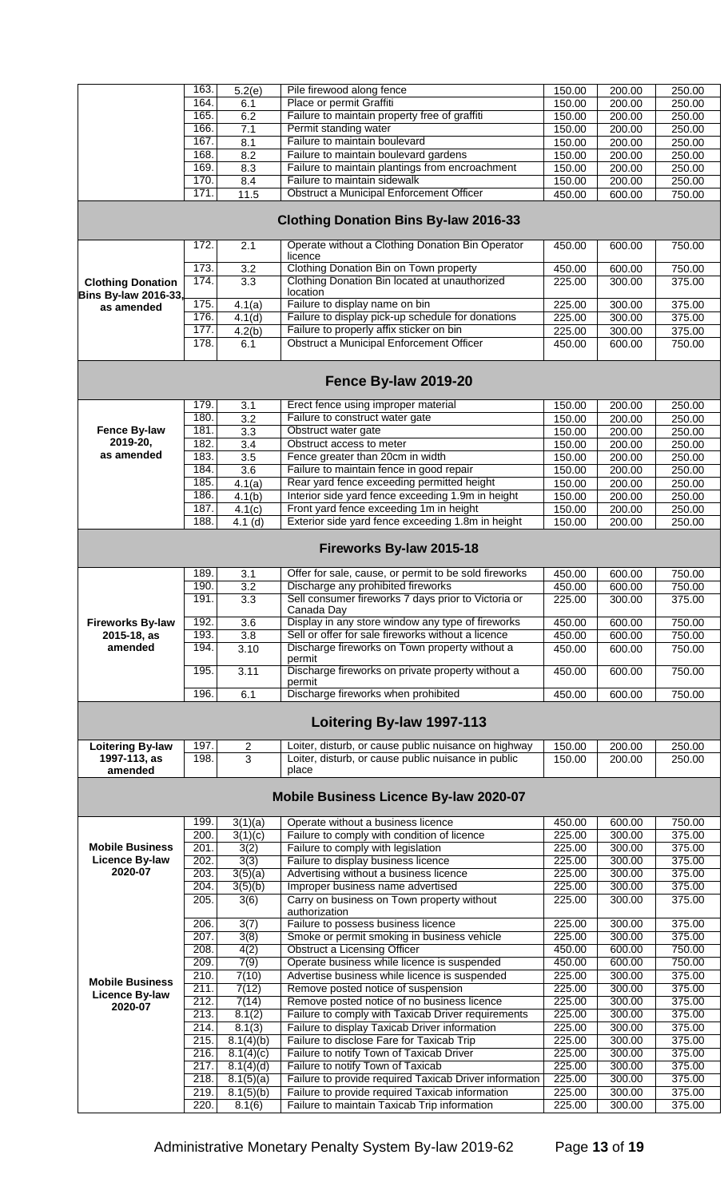| | | | | | | |
|---|---|---|---|---|---|---|
| | 163. | 5.2(e) | Pile firewood along fence | 150.00 | 200.00 | 250.00 |
| | 164. | 6.1 | Place or permit Graffiti | 150.00 | 200.00 | 250.00 |
| | 165. | 6.2 | Failure to maintain property free of graffiti | 150.00 | 200.00 | 250.00 |
| | 166. | 7.1 | Permit standing water | 150.00 | 200.00 | 250.00 |
| | 167. | 8.1 | Failure to maintain boulevard | 150.00 | 200.00 | 250.00 |
| | 168. | 8.2 | Failure to maintain boulevard gardens | 150.00 | 200.00 | 250.00 |
| | 169. | 8.3 | Failure to maintain plantings from encroachment | 150.00 | 200.00 | 250.00 |
| | 170. | 8.4 | Failure to maintain sidewalk | 150.00 | 200.00 | 250.00 |
| | 171. | 11.5 | Obstruct a Municipal Enforcement Officer | 450.00 | 600.00 | 750.00 |

## Clothing Donation Bins By-law 2016-33

| | | | | | | |
|---|---|---|---|---|---|---|
| **Clothing Donation Bins By-law 2016-33, as amended** | 172. | 2.1 | Operate without a Clothing Donation Bin Operator licence | 450.00 | 600.00 | 750.00 |
| | 173. | 3.2 | Clothing Donation Bin on Town property | 450.00 | 600.00 | 750.00 |
| | 174. | 3.3 | Clothing Donation Bin located at unauthorized location | 225.00 | 300.00 | 375.00 |
| | 175. | 4.1(a) | Failure to display name on bin | 225.00 | 300.00 | 375.00 |
| | 176. | 4.1(d) | Failure to display pick-up schedule for donations | 225.00 | 300.00 | 375.00 |
| | 177. | 4.2(b) | Failure to properly affix sticker on bin | 225.00 | 300.00 | 375.00 |
| | 178. | 6.1 | Obstruct a Municipal Enforcement Officer | 450.00 | 600.00 | 750.00 |

## Fence By-law 2019-20

| | | | | | | |
|---|---|---|---|---|---|---|
| **Fence By-law 2019-20, as amended** | 179. | 3.1 | Erect fence using improper material | 150.00 | 200.00 | 250.00 |
| | 180. | 3.2 | Failure to construct water gate | 150.00 | 200.00 | 250.00 |
| | 181. | 3.3 | Obstruct water gate | 150.00 | 200.00 | 250.00 |
| | 182. | 3.4 | Obstruct access to meter | 150.00 | 200.00 | 250.00 |
| | 183. | 3.5 | Fence greater than 20cm in width | 150.00 | 200.00 | 250.00 |
| | 184. | 3.6 | Failure to maintain fence in good repair | 150.00 | 200.00 | 250.00 |
| | 185. | 4.1(a) | Rear yard fence exceeding permitted height | 150.00 | 200.00 | 250.00 |
| | 186. | 4.1(b) | Interior side yard fence exceeding 1.9m in height | 150.00 | 200.00 | 250.00 |
| | 187. | 4.1(c) | Front yard fence exceeding 1m in height | 150.00 | 200.00 | 250.00 |
| | 188. | 4.1 (d) | Exterior side yard fence exceeding 1.8m in height | 150.00 | 200.00 | 250.00 |

## Fireworks By-law 2015-18

| | | | | | | |
|---|---|---|---|---|---|---|
| **Fireworks By-law 2015-18, as amended** | 189. | 3.1 | Offer for sale, cause, or permit to be sold fireworks | 450.00 | 600.00 | 750.00 |
| | 190. | 3.2 | Discharge any prohibited fireworks | 450.00 | 600.00 | 750.00 |
| | 191. | 3.3 | Sell consumer fireworks 7 days prior to Victoria or Canada Day | 225.00 | 300.00 | 375.00 |
| | 192. | 3.6 | Display in any store window any type of fireworks | 450.00 | 600.00 | 750.00 |
| | 193. | 3.8 | Sell or offer for sale fireworks without a licence | 450.00 | 600.00 | 750.00 |
| | 194. | 3.10 | Discharge fireworks on Town property without a permit | 450.00 | 600.00 | 750.00 |
| | 195. | 3.11 | Discharge fireworks on private property without a permit | 450.00 | 600.00 | 750.00 |
| | 196. | 6.1 | Discharge fireworks when prohibited | 450.00 | 600.00 | 750.00 |

## Loitering By-law 1997-113

| | | | | | | |
|---|---|---|---|---|---|---|
| **Loitering By-law 1997-113, as amended** | 197. | 2 | Loiter, disturb, or cause public nuisance on highway | 150.00 | 200.00 | 250.00 |
| | 198. | 3 | Loiter, disturb, or cause public nuisance in public place | 150.00 | 200.00 | 250.00 |

## Mobile Business Licence By-law 2020-07

| | | | | | | |
|---|---|---|---|---|---|---|
| **Mobile Business Licence By-law 2020-07** | 199. | 3(1)(a) | Operate without a business licence | 450.00 | 600.00 | 750.00 |
| | 200. | 3(1)(c) | Failure to comply with condition of licence | 225.00 | 300.00 | 375.00 |
| | 201. | 3(2) | Failure to comply with legislation | 225.00 | 300.00 | 375.00 |
| | 202. | 3(3) | Failure to display business licence | 225.00 | 300.00 | 375.00 |
| | 203. | 3(5)(a) | Advertising without a business licence | 225.00 | 300.00 | 375.00 |
| | 204. | 3(5)(b) | Improper business name advertised | 225.00 | 300.00 | 375.00 |
| | 205. | 3(6) | Carry on business on Town property without authorization | 225.00 | 300.00 | 375.00 |
| **Mobile Business Licence By-law 2020-07** | 206. | 3(7) | Failure to possess business licence | 225.00 | 300.00 | 375.00 |
| | 207. | 3(8) | Smoke or permit smoking in business vehicle | 225.00 | 300.00 | 375.00 |
| | 208. | 4(2) | Obstruct a Licensing Officer | 450.00 | 600.00 | 750.00 |
| | 209. | 7(9) | Operate business while licence is suspended | 450.00 | 600.00 | 750.00 |
| | 210. | 7(10) | Advertise business while licence is suspended | 225.00 | 300.00 | 375.00 |
| | 211. | 7(12) | Remove posted notice of suspension | 225.00 | 300.00 | 375.00 |
| | 212. | 7(14) | Remove posted notice of no business licence | 225.00 | 300.00 | 375.00 |
| | 213. | 8.1(2) | Failure to comply with Taxicab Driver requirements | 225.00 | 300.00 | 375.00 |
| | 214. | 8.1(3) | Failure to display Taxicab Driver information | 225.00 | 300.00 | 375.00 |
| | 215. | 8.1(4)(b) | Failure to disclose Fare for Taxicab Trip | 225.00 | 300.00 | 375.00 |
| | 216. | 8.1(4)(c) | Failure to notify Town of Taxicab Driver | 225.00 | 300.00 | 375.00 |
| | 217. | 8.1(4)(d) | Failure to notify Town of Taxicab | 225.00 | 300.00 | 375.00 |
| | 218. | 8.1(5)(a) | Failure to provide required Taxicab Driver information | 225.00 | 300.00 | 375.00 |
| | 219. | 8.1(5)(b) | Failure to provide required Taxicab information | 225.00 | 300.00 | 375.00 |
| | 220. | 8.1(6) | Failure to maintain Taxicab Trip information | 225.00 | 300.00 | 375.00 |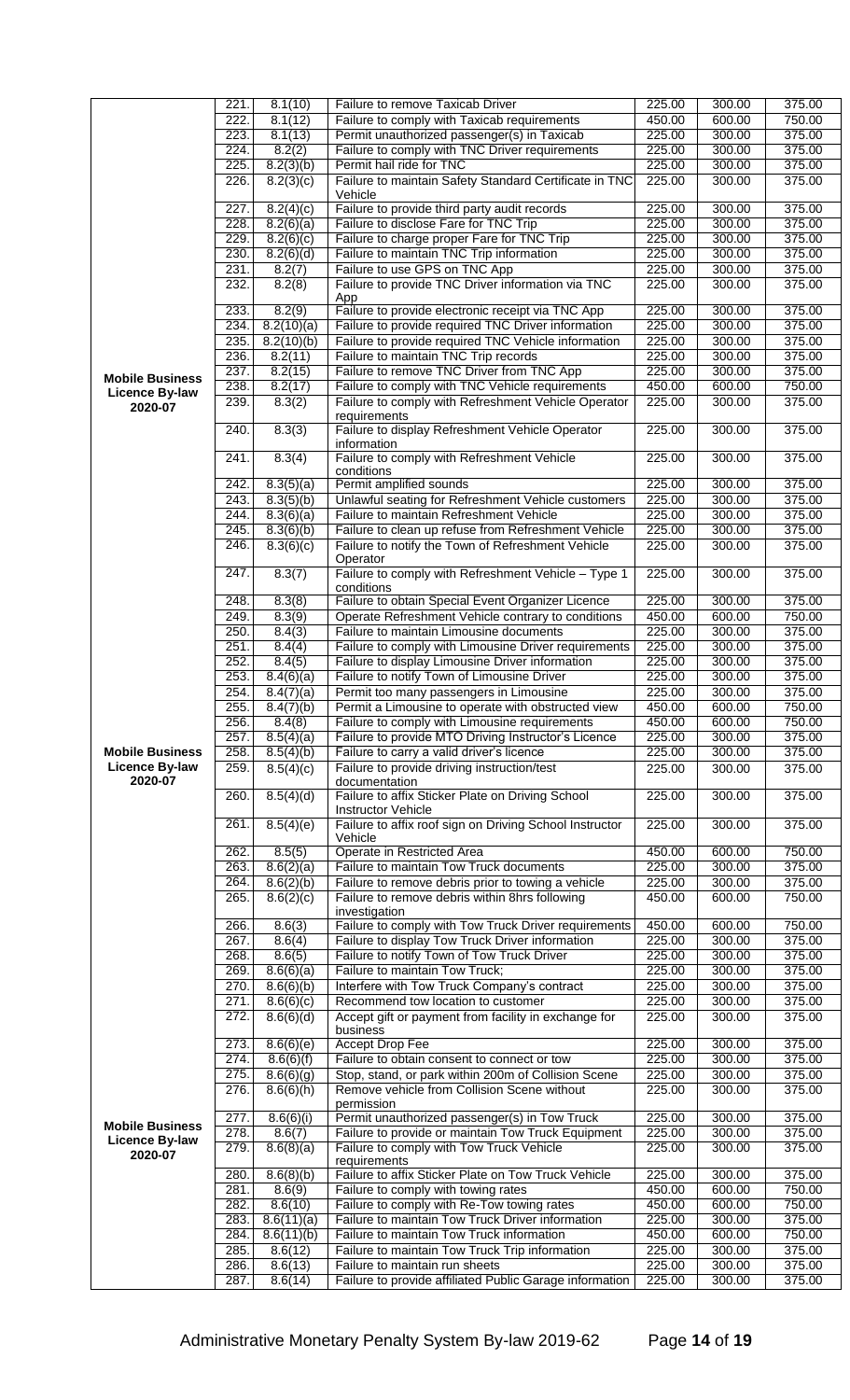| | | | | | | |
|---|---|---|---|---|---|---|
| Mobile Business Licence By-law 2020-07 | 221. | 8.1(10) | Failure to remove Taxicab Driver | 225.00 | 300.00 | 375.00 |
| | 222. | 8.1(12) | Failure to comply with Taxicab requirements | 450.00 | 600.00 | 750.00 |
| | 223. | 8.1(13) | Permit unauthorized passenger(s) in Taxicab | 225.00 | 300.00 | 375.00 |
| | 224. | 8.2(2) | Failure to comply with TNC Driver requirements | 225.00 | 300.00 | 375.00 |
| | 225. | 8.2(3)(b) | Permit hail ride for TNC | 225.00 | 300.00 | 375.00 |
| | 226. | 8.2(3)(c) | Failure to maintain Safety Standard Certificate in TNC Vehicle | 225.00 | 300.00 | 375.00 |
| | 227. | 8.2(4)(c) | Failure to provide third party audit records | 225.00 | 300.00 | 375.00 |
| | 228. | 8.2(6)(a) | Failure to disclose Fare for TNC Trip | 225.00 | 300.00 | 375.00 |
| | 229. | 8.2(6)(c) | Failure to charge proper Fare for TNC Trip | 225.00 | 300.00 | 375.00 |
| | 230. | 8.2(6)(d) | Failure to maintain TNC Trip information | 225.00 | 300.00 | 375.00 |
| | 231. | 8.2(7) | Failure to use GPS on TNC App | 225.00 | 300.00 | 375.00 |
| | 232. | 8.2(8) | Failure to provide TNC Driver information via TNC App | 225.00 | 300.00 | 375.00 |
| | 233. | 8.2(9) | Failure to provide electronic receipt via TNC App | 225.00 | 300.00 | 375.00 |
| | 234. | 8.2(10)(a) | Failure to provide required TNC Driver information | 225.00 | 300.00 | 375.00 |
| | 235. | 8.2(10)(b) | Failure to provide required TNC Vehicle information | 225.00 | 300.00 | 375.00 |
| | 236. | 8.2(11) | Failure to maintain TNC Trip records | 225.00 | 300.00 | 375.00 |
| | 237. | 8.2(15) | Failure to remove TNC Driver from TNC App | 225.00 | 300.00 | 375.00 |
| | 238. | 8.2(17) | Failure to comply with TNC Vehicle requirements | 450.00 | 600.00 | 750.00 |
| | 239. | 8.3(2) | Failure to comply with Refreshment Vehicle Operator requirements | 225.00 | 300.00 | 375.00 |
| | 240. | 8.3(3) | Failure to display Refreshment Vehicle Operator information | 225.00 | 300.00 | 375.00 |
| | 241. | 8.3(4) | Failure to comply with Refreshment Vehicle conditions | 225.00 | 300.00 | 375.00 |
| | 242. | 8.3(5)(a) | Permit amplified sounds | 225.00 | 300.00 | 375.00 |
| | 243. | 8.3(5)(b) | Unlawful seating for Refreshment Vehicle customers | 225.00 | 300.00 | 375.00 |
| | 244. | 8.3(6)(a) | Failure to maintain Refreshment Vehicle | 225.00 | 300.00 | 375.00 |
| | 245. | 8.3(6)(b) | Failure to clean up refuse from Refreshment Vehicle | 225.00 | 300.00 | 375.00 |
| | 246. | 8.3(6)(c) | Failure to notify the Town of Refreshment Vehicle Operator | 225.00 | 300.00 | 375.00 |
| | 247. | 8.3(7) | Failure to comply with Refreshment Vehicle – Type 1 conditions | 225.00 | 300.00 | 375.00 |
| | 248. | 8.3(8) | Failure to obtain Special Event Organizer Licence | 225.00 | 300.00 | 375.00 |
| | 249. | 8.3(9) | Operate Refreshment Vehicle contrary to conditions | 450.00 | 600.00 | 750.00 |
| | 250. | 8.4(3) | Failure to maintain Limousine documents | 225.00 | 300.00 | 375.00 |
| | 251. | 8.4(4) | Failure to comply with Limousine Driver requirements | 225.00 | 300.00 | 375.00 |
| | 252. | 8.4(5) | Failure to display Limousine Driver information | 225.00 | 300.00 | 375.00 |
| | 253. | 8.4(6)(a) | Failure to notify Town of Limousine Driver | 225.00 | 300.00 | 375.00 |
| | 254. | 8.4(7)(a) | Permit too many passengers in Limousine | 225.00 | 300.00 | 375.00 |
| | 255. | 8.4(7)(b) | Permit a Limousine to operate with obstructed view | 450.00 | 600.00 | 750.00 |
| | 256. | 8.4(8) | Failure to comply with Limousine requirements | 450.00 | 600.00 | 750.00 |
| | 257. | 8.5(4)(a) | Failure to provide MTO Driving Instructor's Licence | 225.00 | 300.00 | 375.00 |
| Mobile Business Licence By-law 2020-07 | 258. | 8.5(4)(b) | Failure to carry a valid driver's licence | 225.00 | 300.00 | 375.00 |
| | 259. | 8.5(4)(c) | Failure to provide driving instruction/test documentation | 225.00 | 300.00 | 375.00 |
| | 260. | 8.5(4)(d) | Failure to affix Sticker Plate on Driving School Instructor Vehicle | 225.00 | 300.00 | 375.00 |
| | 261. | 8.5(4)(e) | Failure to affix roof sign on Driving School Instructor Vehicle | 225.00 | 300.00 | 375.00 |
| | 262. | 8.5(5) | Operate in Restricted Area | 450.00 | 600.00 | 750.00 |
| | 263. | 8.6(2)(a) | Failure to maintain Tow Truck documents | 225.00 | 300.00 | 375.00 |
| | 264. | 8.6(2)(b) | Failure to remove debris prior to towing a vehicle | 225.00 | 300.00 | 375.00 |
| | 265. | 8.6(2)(c) | Failure to remove debris within 8hrs following investigation | 450.00 | 600.00 | 750.00 |
| | 266. | 8.6(3) | Failure to comply with Tow Truck Driver requirements | 450.00 | 600.00 | 750.00 |
| | 267. | 8.6(4) | Failure to display Tow Truck Driver information | 225.00 | 300.00 | 375.00 |
| | 268. | 8.6(5) | Failure to notify Town of Tow Truck Driver | 225.00 | 300.00 | 375.00 |
| | 269. | 8.6(6)(a) | Failure to maintain Tow Truck; | 225.00 | 300.00 | 375.00 |
| | 270. | 8.6(6)(b) | Interfere with Tow Truck Company's contract | 225.00 | 300.00 | 375.00 |
| | 271. | 8.6(6)(c) | Recommend tow location to customer | 225.00 | 300.00 | 375.00 |
| | 272. | 8.6(6)(d) | Accept gift or payment from facility in exchange for business | 225.00 | 300.00 | 375.00 |
| | 273. | 8.6(6)(e) | Accept Drop Fee | 225.00 | 300.00 | 375.00 |
| | 274. | 8.6(6)(f) | Failure to obtain consent to connect or tow | 225.00 | 300.00 | 375.00 |
| | 275. | 8.6(6)(g) | Stop, stand, or park within 200m of Collision Scene | 225.00 | 300.00 | 375.00 |
| | 276. | 8.6(6)(h) | Remove vehicle from Collision Scene without permission | 225.00 | 300.00 | 375.00 |
| Mobile Business Licence By-law 2020-07 | 277. | 8.6(6)(i) | Permit unauthorized passenger(s) in Tow Truck | 225.00 | 300.00 | 375.00 |
| | 278. | 8.6(7) | Failure to provide or maintain Tow Truck Equipment | 225.00 | 300.00 | 375.00 |
| | 279. | 8.6(8)(a) | Failure to comply with Tow Truck Vehicle requirements | 225.00 | 300.00 | 375.00 |
| | 280. | 8.6(8)(b) | Failure to affix Sticker Plate on Tow Truck Vehicle | 225.00 | 300.00 | 375.00 |
| | 281. | 8.6(9) | Failure to comply with towing rates | 450.00 | 600.00 | 750.00 |
| | 282. | 8.6(10) | Failure to comply with Re-Tow towing rates | 450.00 | 600.00 | 750.00 |
| | 283. | 8.6(11)(a) | Failure to maintain Tow Truck Driver information | 225.00 | 300.00 | 375.00 |
| | 284. | 8.6(11)(b) | Failure to maintain Tow Truck information | 450.00 | 600.00 | 750.00 |
| | 285. | 8.6(12) | Failure to maintain Tow Truck Trip information | 225.00 | 300.00 | 375.00 |
| | 286. | 8.6(13) | Failure to maintain run sheets | 225.00 | 300.00 | 375.00 |
| | 287. | 8.6(14) | Failure to provide affiliated Public Garage information | 225.00 | 300.00 | 375.00 |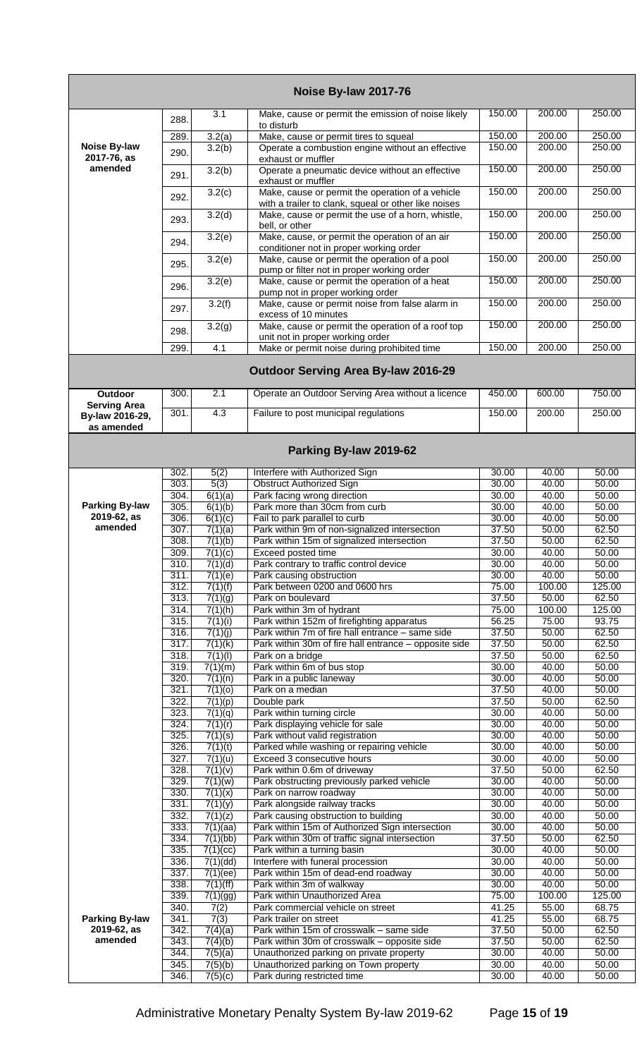## Noise By-law 2017-76

| | | | | | | |
|---|---|---|---|---|---|---|
| Noise By-law 2017-76, as amended | 288. | 3.1 | Make, cause or permit the emission of noise likely to disturb | 150.00 | 200.00 | 250.00 |
| | 289. | 3.2(a) | Make, cause or permit tires to squeal | 150.00 | 200.00 | 250.00 |
| | 290. | 3.2(b) | Operate a combustion engine without an effective exhaust or muffler | 150.00 | 200.00 | 250.00 |
| | 291. | 3.2(b) | Operate a pneumatic device without an effective exhaust or muffler | 150.00 | 200.00 | 250.00 |
| | 292. | 3.2(c) | Make, cause or permit the operation of a vehicle with a trailer to clank, squeal or other like noises | 150.00 | 200.00 | 250.00 |
| | 293. | 3.2(d) | Make, cause or permit the use of a horn, whistle, bell, or other | 150.00 | 200.00 | 250.00 |
| | 294. | 3.2(e) | Make, cause, or permit the operation of an air conditioner not in proper working order | 150.00 | 200.00 | 250.00 |
| | 295. | 3.2(e) | Make, cause or permit the operation of a pool pump or filter not in proper working order | 150.00 | 200.00 | 250.00 |
| | 296. | 3.2(e) | Make, cause or permit the operation of a heat pump not in proper working order | 150.00 | 200.00 | 250.00 |
| | 297. | 3.2(f) | Make, cause or permit noise from false alarm in excess of 10 minutes | 150.00 | 200.00 | 250.00 |
| | 298. | 3.2(g) | Make, cause or permit the operation of a roof top unit not in proper working order | 150.00 | 200.00 | 250.00 |
| | 299. | 4.1 | Make or permit noise during prohibited time | 150.00 | 200.00 | 250.00 |

## Outdoor Serving Area By-law 2016-29

| | | | | | | |
|---|---|---|---|---|---|---|
| Outdoor Serving Area By-law 2016-29, as amended | 300. | 2.1 | Operate an Outdoor Serving Area without a licence | 450.00 | 600.00 | 750.00 |
| | 301. | 4.3 | Failure to post municipal regulations | 150.00 | 200.00 | 250.00 |

## Parking By-law 2019-62

| | | | | | | |
|---|---|---|---|---|---|---|
| Parking By-law 2019-62, as amended | 302. | 5(2) | Interfere with Authorized Sign | 30.00 | 40.00 | 50.00 |
| | 303. | 5(3) | Obstruct Authorized Sign | 30.00 | 40.00 | 50.00 |
| | 304. | 6(1)(a) | Park facing wrong direction | 30.00 | 40.00 | 50.00 |
| | 305. | 6(1)(b) | Park more than 30cm from curb | 30.00 | 40.00 | 50.00 |
| | 306. | 6(1)(c) | Fail to park parallel to curb | 30.00 | 40.00 | 50.00 |
| | 307. | 7(1)(a) | Park within 9m of non-signalized intersection | 37.50 | 50.00 | 62.50 |
| | 308. | 7(1)(b) | Park within 15m of signalized intersection | 37.50 | 50.00 | 62.50 |
| | 309. | 7(1)(c) | Exceed posted time | 30.00 | 40.00 | 50.00 |
| | 310. | 7(1)(d) | Park contrary to traffic control device | 30.00 | 40.00 | 50.00 |
| | 311. | 7(1)(e) | Park causing obstruction | 30.00 | 40.00 | 50.00 |
| | 312. | 7(1)(f) | Park between 0200 and 0600 hrs | 75.00 | 100.00 | 125.00 |
| | 313. | 7(1)(g) | Park on boulevard | 37.50 | 50.00 | 62.50 |
| | 314. | 7(1)(h) | Park within 3m of hydrant | 75.00 | 100.00 | 125.00 |
| | 315. | 7(1)(i) | Park within 152m of firefighting apparatus | 56.25 | 75.00 | 93.75 |
| | 316. | 7(1)(j) | Park within 7m of fire hall entrance – same side | 37.50 | 50.00 | 62.50 |
| | 317. | 7(1)(k) | Park within 30m of fire hall entrance – opposite side | 37.50 | 50.00 | 62.50 |
| | 318. | 7(1)(l) | Park on a bridge | 37.50 | 50.00 | 62.50 |
| | 319. | 7(1)(m) | Park within 6m of bus stop | 30.00 | 40.00 | 50.00 |
| | 320. | 7(1)(n) | Park in a public laneway | 30.00 | 40.00 | 50.00 |
| | 321. | 7(1)(o) | Park on a median | 37.50 | 40.00 | 50.00 |
| | 322. | 7(1)(p) | Double park | 37.50 | 50.00 | 62.50 |
| | 323. | 7(1)(q) | Park within turning circle | 30.00 | 40.00 | 50.00 |
| | 324. | 7(1)(r) | Park displaying vehicle for sale | 30.00 | 40.00 | 50.00 |
| | 325. | 7(1)(s) | Park without valid registration | 30.00 | 40.00 | 50.00 |
| | 326. | 7(1)(t) | Parked while washing or repairing vehicle | 30.00 | 40.00 | 50.00 |
| | 327. | 7(1)(u) | Exceed 3 consecutive hours | 30.00 | 40.00 | 50.00 |
| | 328. | 7(1)(v) | Park within 0.6m of driveway | 37.50 | 50.00 | 62.50 |
| | 329. | 7(1)(w) | Park obstructing previously parked vehicle | 30.00 | 40.00 | 50.00 |
| | 330. | 7(1)(x) | Park on narrow roadway | 30.00 | 40.00 | 50.00 |
| | 331. | 7(1)(y) | Park alongside railway tracks | 30.00 | 40.00 | 50.00 |
| | 332. | 7(1)(z) | Park causing obstruction to building | 30.00 | 40.00 | 50.00 |
| | 333. | 7(1)(aa) | Park within 15m of Authorized Sign intersection | 30.00 | 40.00 | 50.00 |
| | 334. | 7(1)(bb) | Park within 30m of traffic signal intersection | 37.50 | 50.00 | 62.50 |
| | 335. | 7(1)(cc) | Park within a turning basin | 30.00 | 40.00 | 50.00 |
| | 336. | 7(1)(dd) | Interfere with funeral procession | 30.00 | 40.00 | 50.00 |
| | 337. | 7(1)(ee) | Park within 15m of dead-end roadway | 30.00 | 40.00 | 50.00 |
| | 338. | 7(1)(ff) | Park within 3m of walkway | 30.00 | 40.00 | 50.00 |
| | 339. | 7(1)(gg) | Park within Unauthorized Area | 75.00 | 100.00 | 125.00 |
| Parking By-law 2019-62, as amended | 340. | 7(2) | Park commercial vehicle on street | 41.25 | 55.00 | 68.75 |
| | 341. | 7(3) | Park trailer on street | 41.25 | 55.00 | 68.75 |
| | 342. | 7(4)(a) | Park within 15m of crosswalk – same side | 37.50 | 50.00 | 62.50 |
| | 343. | 7(4)(b) | Park within 30m of crosswalk – opposite side | 37.50 | 50.00 | 62.50 |
| | 344. | 7(5)(a) | Unauthorized parking on private property | 30.00 | 40.00 | 50.00 |
| | 345. | 7(5)(b) | Unauthorized parking on Town property | 30.00 | 40.00 | 50.00 |
| | 346. | 7(5)(c) | Park during restricted time | 30.00 | 40.00 | 50.00 |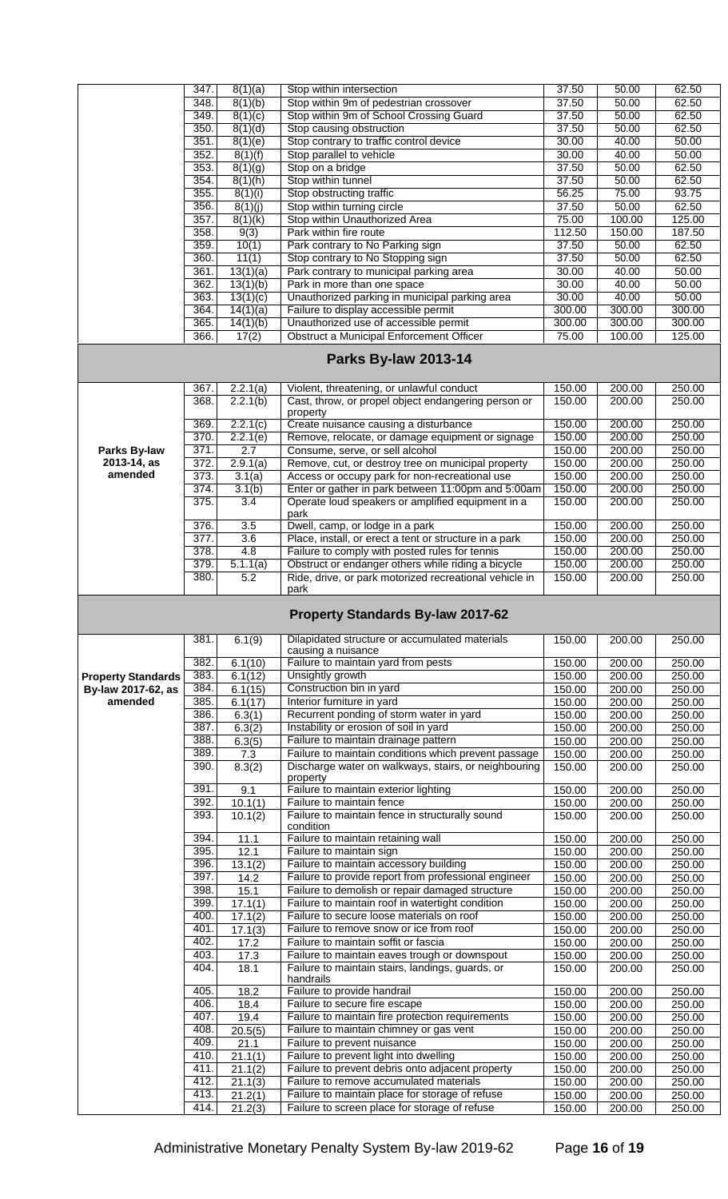| | | | | | | |
|---|---|---|---|---|---|---|
| | 347. | 8(1)(a) | Stop within intersection | 37.50 | 50.00 | 62.50 |
| | 348. | 8(1)(b) | Stop within 9m of pedestrian crossover | 37.50 | 50.00 | 62.50 |
| | 349. | 8(1)(c) | Stop within 9m of School Crossing Guard | 37.50 | 50.00 | 62.50 |
| | 350. | 8(1)(d) | Stop causing obstruction | 37.50 | 50.00 | 62.50 |
| | 351. | 8(1)(e) | Stop contrary to traffic control device | 30.00 | 40.00 | 50.00 |
| | 352. | 8(1)(f) | Stop parallel to vehicle | 30.00 | 40.00 | 50.00 |
| | 353. | 8(1)(g) | Stop on a bridge | 37.50 | 50.00 | 62.50 |
| | 354. | 8(1)(h) | Stop within tunnel | 37.50 | 50.00 | 62.50 |
| | 355. | 8(1)(i) | Stop obstructing traffic | 56.25 | 75.00 | 93.75 |
| | 356. | 8(1)(j) | Stop within turning circle | 37.50 | 50.00 | 62.50 |
| | 357. | 8(1)(k) | Stop within Unauthorized Area | 75.00 | 100.00 | 125.00 |
| | 358. | 9(3) | Park within fire route | 112.50 | 150.00 | 187.50 |
| | 359. | 10(1) | Park contrary to No Parking sign | 37.50 | 50.00 | 62.50 |
| | 360. | 11(1) | Stop contrary to No Stopping sign | 37.50 | 50.00 | 62.50 |
| | 361. | 13(1)(a) | Park contrary to municipal parking area | 30.00 | 40.00 | 50.00 |
| | 362. | 13(1)(b) | Park in more than one space | 30.00 | 40.00 | 50.00 |
| | 363. | 13(1)(c) | Unauthorized parking in municipal parking area | 30.00 | 40.00 | 50.00 |
| | 364. | 14(1)(a) | Failure to display accessible permit | 300.00 | 300.00 | 300.00 |
| | 365. | 14(1)(b) | Unauthorized use of accessible permit | 300.00 | 300.00 | 300.00 |
| | 366. | 17(2) | Obstruct a Municipal Enforcement Officer | 75.00 | 100.00 | 125.00 |

## Parks By-law 2013-14

| | | | | | | |
|---|---|---|---|---|---|---|
| **Parks By-law 2013-14, as amended** | 367. | 2.2.1(a) | Violent, threatening, or unlawful conduct | 150.00 | 200.00 | 250.00 |
| | 368. | 2.2.1(b) | Cast, throw, or propel object endangering person or property | 150.00 | 200.00 | 250.00 |
| | 369. | 2.2.1(c) | Create nuisance causing a disturbance | 150.00 | 200.00 | 250.00 |
| | 370. | 2.2.1(e) | Remove, relocate, or damage equipment or signage | 150.00 | 200.00 | 250.00 |
| | 371. | 2.7 | Consume, serve, or sell alcohol | 150.00 | 200.00 | 250.00 |
| | 372. | 2.9.1(a) | Remove, cut, or destroy tree on municipal property | 150.00 | 200.00 | 250.00 |
| | 373. | 3.1(a) | Access or occupy park for non-recreational use | 150.00 | 200.00 | 250.00 |
| | 374. | 3.1(b) | Enter or gather in park between 11:00pm and 5:00am | 150.00 | 200.00 | 250.00 |
| | 375. | 3.4 | Operate loud speakers or amplified equipment in a park | 150.00 | 200.00 | 250.00 |
| | 376. | 3.5 | Dwell, camp, or lodge in a park | 150.00 | 200.00 | 250.00 |
| | 377. | 3.6 | Place, install, or erect a tent or structure in a park | 150.00 | 200.00 | 250.00 |
| | 378. | 4.8 | Failure to comply with posted rules for tennis | 150.00 | 200.00 | 250.00 |
| | 379. | 5.1.1(a) | Obstruct or endanger others while riding a bicycle | 150.00 | 200.00 | 250.00 |
| | 380. | 5.2 | Ride, drive, or park motorized recreational vehicle in park | 150.00 | 200.00 | 250.00 |

## Property Standards By-law 2017-62

| | | | | | | |
|---|---|---|---|---|---|---|
| **Property Standards By-law 2017-62, as amended** | 381. | 6.1(9) | Dilapidated structure or accumulated materials causing a nuisance | 150.00 | 200.00 | 250.00 |
| | 382. | 6.1(10) | Failure to maintain yard from pests | 150.00 | 200.00 | 250.00 |
| | 383. | 6.1(12) | Unsightly growth | 150.00 | 200.00 | 250.00 |
| | 384. | 6.1(15) | Construction bin in yard | 150.00 | 200.00 | 250.00 |
| | 385. | 6.1(17) | Interior furniture in yard | 150.00 | 200.00 | 250.00 |
| | 386. | 6.3(1) | Recurrent ponding of storm water in yard | 150.00 | 200.00 | 250.00 |
| | 387. | 6.3(2) | Instability or erosion of soil in yard | 150.00 | 200.00 | 250.00 |
| | 388. | 6.3(5) | Failure to maintain drainage pattern | 150.00 | 200.00 | 250.00 |
| | 389. | 7.3 | Failure to maintain conditions which prevent passage | 150.00 | 200.00 | 250.00 |
| | 390. | 8.3(2) | Discharge water on walkways, stairs, or neighbouring property | 150.00 | 200.00 | 250.00 |
| | 391. | 9.1 | Failure to maintain exterior lighting | 150.00 | 200.00 | 250.00 |
| | 392. | 10.1(1) | Failure to maintain fence | 150.00 | 200.00 | 250.00 |
| | 393. | 10.1(2) | Failure to maintain fence in structurally sound condition | 150.00 | 200.00 | 250.00 |
| | 394. | 11.1 | Failure to maintain retaining wall | 150.00 | 200.00 | 250.00 |
| | 395. | 12.1 | Failure to maintain sign | 150.00 | 200.00 | 250.00 |
| | 396. | 13.1(2) | Failure to maintain accessory building | 150.00 | 200.00 | 250.00 |
| | 397. | 14.2 | Failure to provide report from professional engineer | 150.00 | 200.00 | 250.00 |
| | 398. | 15.1 | Failure to demolish or repair damaged structure | 150.00 | 200.00 | 250.00 |
| | 399. | 17.1(1) | Failure to maintain roof in watertight condition | 150.00 | 200.00 | 250.00 |
| | 400. | 17.1(2) | Failure to secure loose materials on roof | 150.00 | 200.00 | 250.00 |
| | 401. | 17.1(3) | Failure to remove snow or ice from roof | 150.00 | 200.00 | 250.00 |
| | 402. | 17.2 | Failure to maintain soffit or fascia | 150.00 | 200.00 | 250.00 |
| | 403. | 17.3 | Failure to maintain eaves trough or downspout | 150.00 | 200.00 | 250.00 |
| | 404. | 18.1 | Failure to maintain stairs, landings, guards, or handrails | 150.00 | 200.00 | 250.00 |
| | 405. | 18.2 | Failure to provide handrail | 150.00 | 200.00 | 250.00 |
| | 406. | 18.4 | Failure to secure fire escape | 150.00 | 200.00 | 250.00 |
| | 407. | 19.4 | Failure to maintain fire protection requirements | 150.00 | 200.00 | 250.00 |
| | 408. | 20.5(5) | Failure to maintain chimney or gas vent | 150.00 | 200.00 | 250.00 |
| | 409. | 21.1 | Failure to prevent nuisance | 150.00 | 200.00 | 250.00 |
| | 410. | 21.1(1) | Failure to prevent light into dwelling | 150.00 | 200.00 | 250.00 |
| | 411. | 21.1(2) | Failure to prevent debris onto adjacent property | 150.00 | 200.00 | 250.00 |
| | 412. | 21.1(3) | Failure to remove accumulated materials | 150.00 | 200.00 | 250.00 |
| | 413. | 21.2(1) | Failure to maintain place for storage of refuse | 150.00 | 200.00 | 250.00 |
| | 414. | 21.2(3) | Failure to screen place for storage of refuse | 150.00 | 200.00 | 250.00 |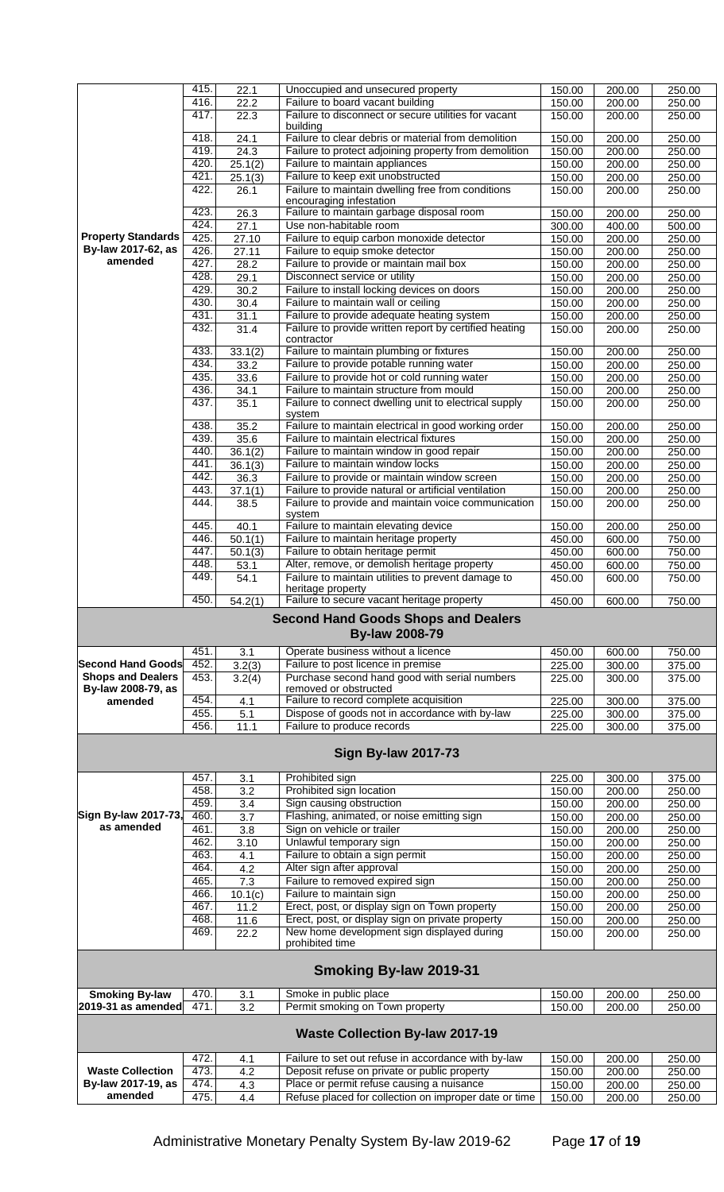| | | | | | | |
|---|---|---|---|---|---|---|
| Property Standards By-law 2017-62, as amended | 415. | 22.1 | Unoccupied and unsecured property | 150.00 | 200.00 | 250.00 |
| | 416. | 22.2 | Failure to board vacant building | 150.00 | 200.00 | 250.00 |
| | 417. | 22.3 | Failure to disconnect or secure utilities for vacant building | 150.00 | 200.00 | 250.00 |
| | 418. | 24.1 | Failure to clear debris or material from demolition | 150.00 | 200.00 | 250.00 |
| | 419. | 24.3 | Failure to protect adjoining property from demolition | 150.00 | 200.00 | 250.00 |
| | 420. | 25.1(2) | Failure to maintain appliances | 150.00 | 200.00 | 250.00 |
| | 421. | 25.1(3) | Failure to keep exit unobstructed | 150.00 | 200.00 | 250.00 |
| | 422. | 26.1 | Failure to maintain dwelling free from conditions encouraging infestation | 150.00 | 200.00 | 250.00 |
| | 423. | 26.3 | Failure to maintain garbage disposal room | 150.00 | 200.00 | 250.00 |
| | 424. | 27.1 | Use non-habitable room | 300.00 | 400.00 | 500.00 |
| | 425. | 27.10 | Failure to equip carbon monoxide detector | 150.00 | 200.00 | 250.00 |
| | 426. | 27.11 | Failure to equip smoke detector | 150.00 | 200.00 | 250.00 |
| | 427. | 28.2 | Failure to provide or maintain mail box | 150.00 | 200.00 | 250.00 |
| | 428. | 29.1 | Disconnect service or utility | 150.00 | 200.00 | 250.00 |
| | 429. | 30.2 | Failure to install locking devices on doors | 150.00 | 200.00 | 250.00 |
| | 430. | 30.4 | Failure to maintain wall or ceiling | 150.00 | 200.00 | 250.00 |
| | 431. | 31.1 | Failure to provide adequate heating system | 150.00 | 200.00 | 250.00 |
| | 432. | 31.4 | Failure to provide written report by certified heating contractor | 150.00 | 200.00 | 250.00 |
| | 433. | 33.1(2) | Failure to maintain plumbing or fixtures | 150.00 | 200.00 | 250.00 |
| | 434. | 33.2 | Failure to provide potable running water | 150.00 | 200.00 | 250.00 |
| | 435. | 33.6 | Failure to provide hot or cold running water | 150.00 | 200.00 | 250.00 |
| | 436. | 34.1 | Failure to maintain structure from mould | 150.00 | 200.00 | 250.00 |
| | 437. | 35.1 | Failure to connect dwelling unit to electrical supply system | 150.00 | 200.00 | 250.00 |
| | 438. | 35.2 | Failure to maintain electrical in good working order | 150.00 | 200.00 | 250.00 |
| | 439. | 35.6 | Failure to maintain electrical fixtures | 150.00 | 200.00 | 250.00 |
| | 440. | 36.1(2) | Failure to maintain window in good repair | 150.00 | 200.00 | 250.00 |
| | 441. | 36.1(3) | Failure to maintain window locks | 150.00 | 200.00 | 250.00 |
| | 442. | 36.3 | Failure to provide or maintain window screen | 150.00 | 200.00 | 250.00 |
| | 443. | 37.1(1) | Failure to provide natural or artificial ventilation | 150.00 | 200.00 | 250.00 |
| | 444. | 38.5 | Failure to provide and maintain voice communication system | 150.00 | 200.00 | 250.00 |
| | 445. | 40.1 | Failure to maintain elevating device | 150.00 | 200.00 | 250.00 |
| | 446. | 50.1(1) | Failure to maintain heritage property | 450.00 | 600.00 | 750.00 |
| | 447. | 50.1(3) | Failure to obtain heritage permit | 450.00 | 600.00 | 750.00 |
| | 448. | 53.1 | Alter, remove, or demolish heritage property | 450.00 | 600.00 | 750.00 |
| | 449. | 54.1 | Failure to maintain utilities to prevent damage to heritage property | 450.00 | 600.00 | 750.00 |
| | 450. | 54.2(1) | Failure to secure vacant heritage property | 450.00 | 600.00 | 750.00 |

## Second Hand Goods Shops and Dealers By-law 2008-79

| | | | | | | |
|---|---|---|---|---|---|---|
| Second Hand Goods Shops and Dealers By-law 2008-79, as amended | 451. | 3.1 | Operate business without a licence | 450.00 | 600.00 | 750.00 |
| | 452. | 3.2(3) | Failure to post licence in premise | 225.00 | 300.00 | 375.00 |
| | 453. | 3.2(4) | Purchase second hand good with serial numbers removed or obstructed | 225.00 | 300.00 | 375.00 |
| | 454. | 4.1 | Failure to record complete acquisition | 225.00 | 300.00 | 375.00 |
| | 455. | 5.1 | Dispose of goods not in accordance with by-law | 225.00 | 300.00 | 375.00 |
| | 456. | 11.1 | Failure to produce records | 225.00 | 300.00 | 375.00 |

## Sign By-law 2017-73

| | | | | | | |
|---|---|---|---|---|---|---|
| Sign By-law 2017-73, as amended | 457. | 3.1 | Prohibited sign | 225.00 | 300.00 | 375.00 |
| | 458. | 3.2 | Prohibited sign location | 150.00 | 200.00 | 250.00 |
| | 459. | 3.4 | Sign causing obstruction | 150.00 | 200.00 | 250.00 |
| | 460. | 3.7 | Flashing, animated, or noise emitting sign | 150.00 | 200.00 | 250.00 |
| | 461. | 3.8 | Sign on vehicle or trailer | 150.00 | 200.00 | 250.00 |
| | 462. | 3.10 | Unlawful temporary sign | 150.00 | 200.00 | 250.00 |
| | 463. | 4.1 | Failure to obtain a sign permit | 150.00 | 200.00 | 250.00 |
| | 464. | 4.2 | Alter sign after approval | 150.00 | 200.00 | 250.00 |
| | 465. | 7.3 | Failure to removed expired sign | 150.00 | 200.00 | 250.00 |
| | 466. | 10.1(c) | Failure to maintain sign | 150.00 | 200.00 | 250.00 |
| | 467. | 11.2 | Erect, post, or display sign on Town property | 150.00 | 200.00 | 250.00 |
| | 468. | 11.6 | Erect, post, or display sign on private property | 150.00 | 200.00 | 250.00 |
| | 469. | 22.2 | New home development sign displayed during prohibited time | 150.00 | 200.00 | 250.00 |

## Smoking By-law 2019-31

| | | | | | | |
|---|---|---|---|---|---|---|
| Smoking By-law 2019-31 as amended | 470. | 3.1 | Smoke in public place | 150.00 | 200.00 | 250.00 |
| | 471. | 3.2 | Permit smoking on Town property | 150.00 | 200.00 | 250.00 |

## Waste Collection By-law 2017-19

| | | | | | | |
|---|---|---|---|---|---|---|
| Waste Collection By-law 2017-19, as amended | 472. | 4.1 | Failure to set out refuse in accordance with by-law | 150.00 | 200.00 | 250.00 |
| | 473. | 4.2 | Deposit refuse on private or public property | 150.00 | 200.00 | 250.00 |
| | 474. | 4.3 | Place or permit refuse causing a nuisance | 150.00 | 200.00 | 250.00 |
| | 475. | 4.4 | Refuse placed for collection on improper date or time | 150.00 | 200.00 | 250.00 |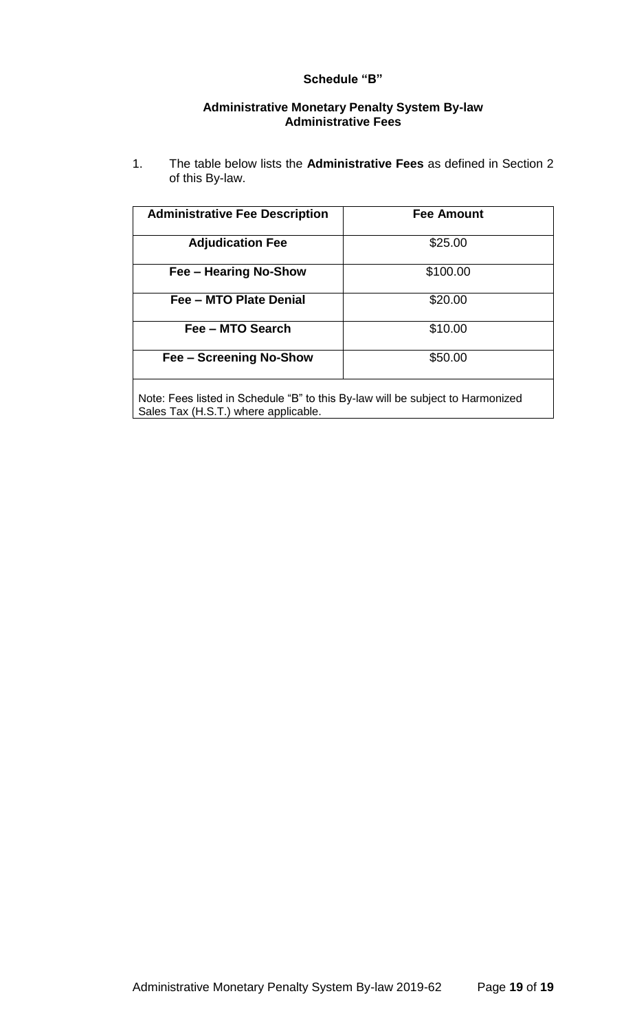## Schedule "B"

### Administrative Monetary Penalty System By-law
### Administrative Fees

1. The table below lists the **Administrative Fees** as defined in Section 2 of this By-law.

| Administrative Fee Description | Fee Amount |
|---|---|
| **Adjudication Fee** | \$25.00 |
| **Fee – Hearing No-Show** | \$100.00 |
| **Fee – MTO Plate Denial** | \$20.00 |
| **Fee – MTO Search** | \$10.00 |
| **Fee – Screening No-Show** | \$50.00 |

Note: Fees listed in Schedule "B" to this By-law will be subject to Harmonized Sales Tax (H.S.T.) where applicable.